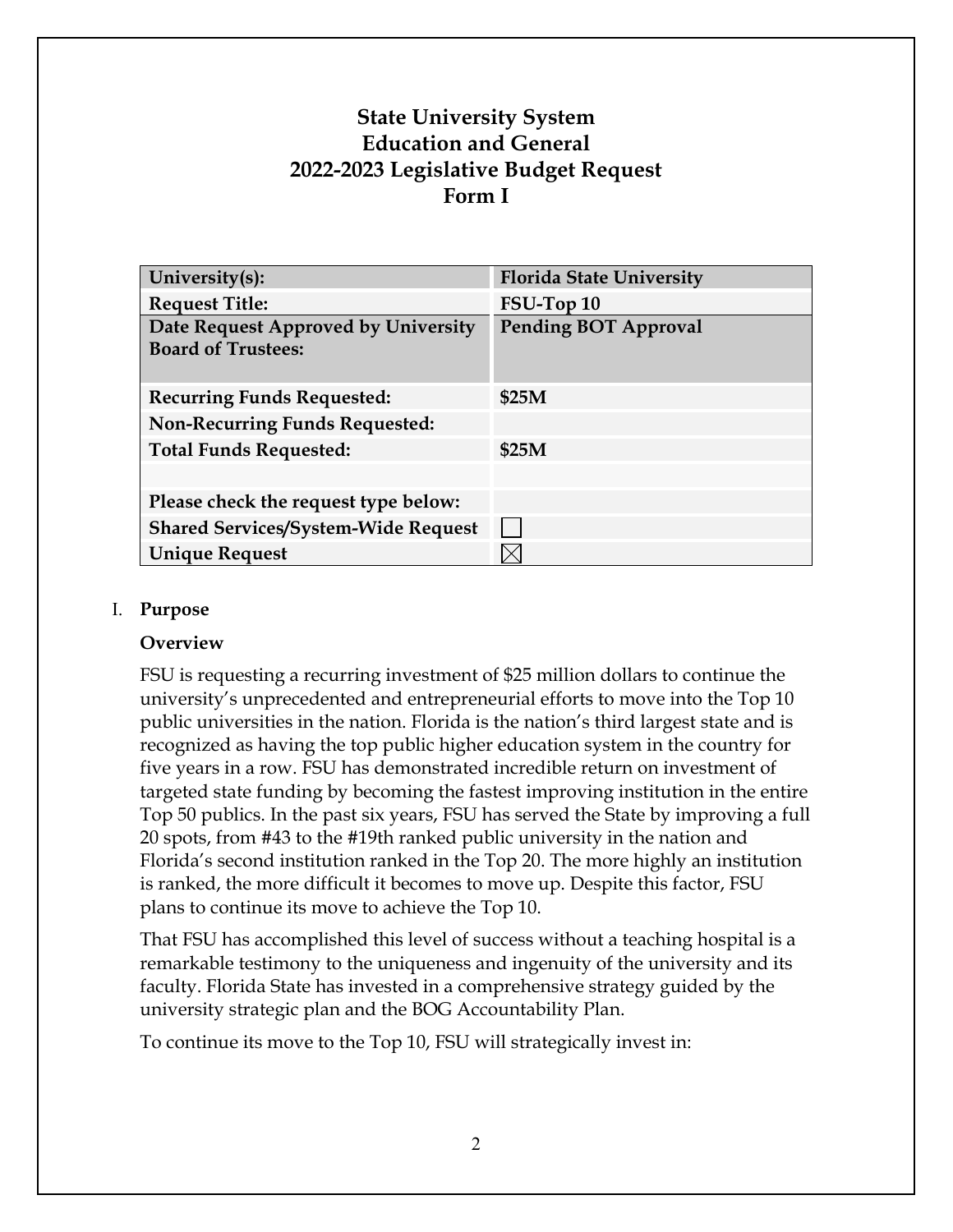# State University System
# Education and General
# 2022-2023 Legislative Budget Request
# Form I

| University(s): | Florida State University |
|---|---|
| Request Title: | FSU-Top 10 |
| Date Request Approved by University Board of Trustees: | Pending BOT Approval |
| Recurring Funds Requested: | $25M |
| Non-Recurring Funds Requested: | |
| Total Funds Requested: | $25M |
| | |
| Please check the request type below: | |
| Shared Services/System-Wide Request | ☐ |
| Unique Request | ☒ |

I. **Purpose**

**Overview**

FSU is requesting a recurring investment of $25 million dollars to continue the university's unprecedented and entrepreneurial efforts to move into the Top 10 public universities in the nation. Florida is the nation's third largest state and is recognized as having the top public higher education system in the country for five years in a row. FSU has demonstrated incredible return on investment of targeted state funding by becoming the fastest improving institution in the entire Top 50 publics. In the past six years, FSU has served the State by improving a full 20 spots, from #43 to the #19th ranked public university in the nation and Florida's second institution ranked in the Top 20. The more highly an institution is ranked, the more difficult it becomes to move up. Despite this factor, FSU plans to continue its move to achieve the Top 10.

That FSU has accomplished this level of success without a teaching hospital is a remarkable testimony to the uniqueness and ingenuity of the university and its faculty. Florida State has invested in a comprehensive strategy guided by the university strategic plan and the BOG Accountability Plan.

To continue its move to the Top 10, FSU will strategically invest in: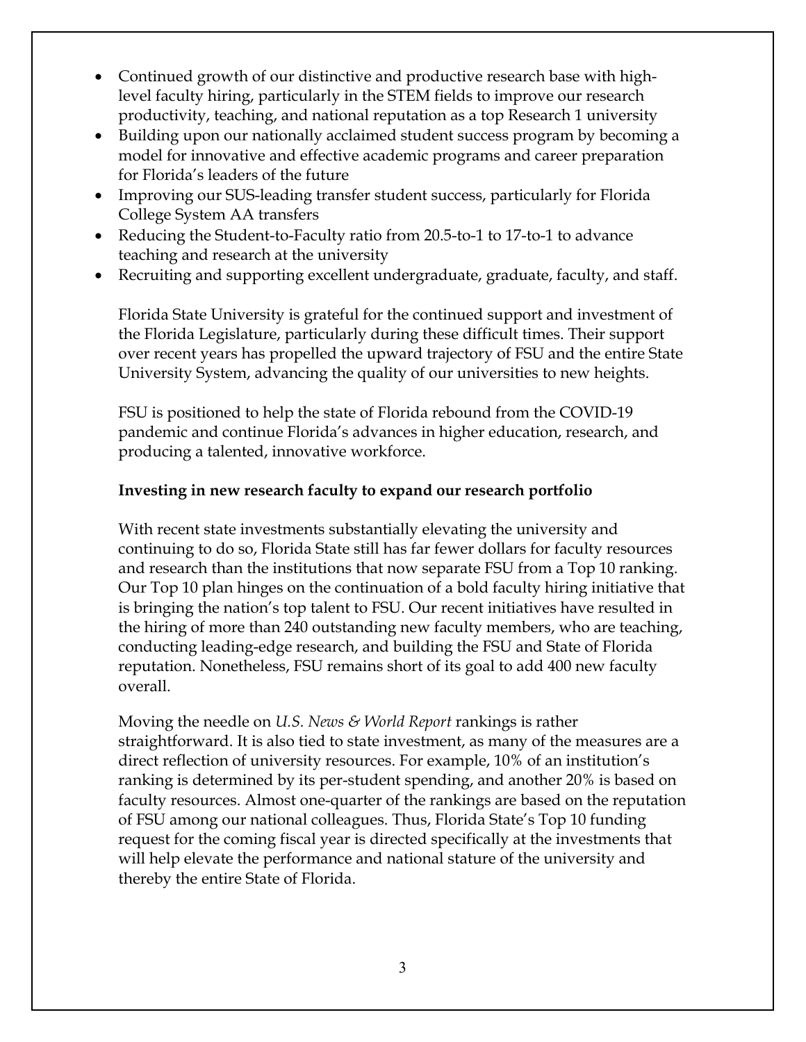- Continued growth of our distinctive and productive research base with high-level faculty hiring, particularly in the STEM fields to improve our research productivity, teaching, and national reputation as a top Research 1 university
- Building upon our nationally acclaimed student success program by becoming a model for innovative and effective academic programs and career preparation for Florida's leaders of the future
- Improving our SUS-leading transfer student success, particularly for Florida College System AA transfers
- Reducing the Student-to-Faculty ratio from 20.5-to-1 to 17-to-1 to advance teaching and research at the university
- Recruiting and supporting excellent undergraduate, graduate, faculty, and staff.

Florida State University is grateful for the continued support and investment of the Florida Legislature, particularly during these difficult times. Their support over recent years has propelled the upward trajectory of FSU and the entire State University System, advancing the quality of our universities to new heights.

FSU is positioned to help the state of Florida rebound from the COVID-19 pandemic and continue Florida's advances in higher education, research, and producing a talented, innovative workforce.

**Investing in new research faculty to expand our research portfolio**

With recent state investments substantially elevating the university and continuing to do so, Florida State still has far fewer dollars for faculty resources and research than the institutions that now separate FSU from a Top 10 ranking. Our Top 10 plan hinges on the continuation of a bold faculty hiring initiative that is bringing the nation's top talent to FSU. Our recent initiatives have resulted in the hiring of more than 240 outstanding new faculty members, who are teaching, conducting leading-edge research, and building the FSU and State of Florida reputation. Nonetheless, FSU remains short of its goal to add 400 new faculty overall.

Moving the needle on *U.S. News & World Report* rankings is rather straightforward. It is also tied to state investment, as many of the measures are a direct reflection of university resources. For example, 10% of an institution's ranking is determined by its per-student spending, and another 20% is based on faculty resources. Almost one-quarter of the rankings are based on the reputation of FSU among our national colleagues. Thus, Florida State's Top 10 funding request for the coming fiscal year is directed specifically at the investments that will help elevate the performance and national stature of the university and thereby the entire State of Florida.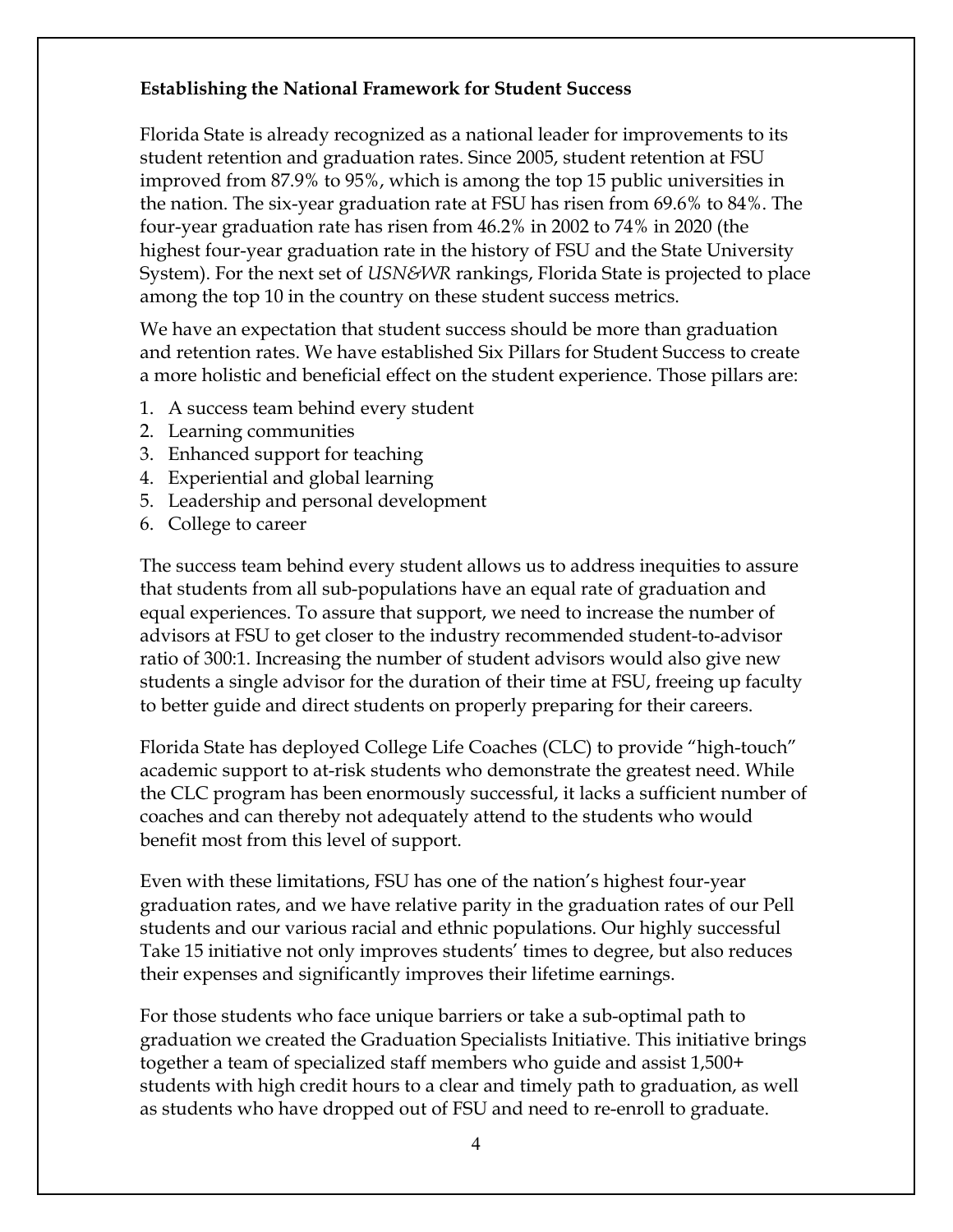**Establishing the National Framework for Student Success**

Florida State is already recognized as a national leader for improvements to its student retention and graduation rates. Since 2005, student retention at FSU improved from 87.9% to 95%, which is among the top 15 public universities in the nation. The six-year graduation rate at FSU has risen from 69.6% to 84%. The four-year graduation rate has risen from 46.2% in 2002 to 74% in 2020 (the highest four-year graduation rate in the history of FSU and the State University System). For the next set of *USN&WR* rankings, Florida State is projected to place among the top 10 in the country on these student success metrics.

We have an expectation that student success should be more than graduation and retention rates. We have established Six Pillars for Student Success to create a more holistic and beneficial effect on the student experience. Those pillars are:

1. A success team behind every student
2. Learning communities
3. Enhanced support for teaching
4. Experiential and global learning
5. Leadership and personal development
6. College to career

The success team behind every student allows us to address inequities to assure that students from all sub-populations have an equal rate of graduation and equal experiences. To assure that support, we need to increase the number of advisors at FSU to get closer to the industry recommended student-to-advisor ratio of 300:1. Increasing the number of student advisors would also give new students a single advisor for the duration of their time at FSU, freeing up faculty to better guide and direct students on properly preparing for their careers.

Florida State has deployed College Life Coaches (CLC) to provide "high-touch" academic support to at-risk students who demonstrate the greatest need. While the CLC program has been enormously successful, it lacks a sufficient number of coaches and can thereby not adequately attend to the students who would benefit most from this level of support.

Even with these limitations, FSU has one of the nation's highest four-year graduation rates, and we have relative parity in the graduation rates of our Pell students and our various racial and ethnic populations. Our highly successful Take 15 initiative not only improves students' times to degree, but also reduces their expenses and significantly improves their lifetime earnings.

For those students who face unique barriers or take a sub-optimal path to graduation we created the Graduation Specialists Initiative. This initiative brings together a team of specialized staff members who guide and assist 1,500+ students with high credit hours to a clear and timely path to graduation, as well as students who have dropped out of FSU and need to re-enroll to graduate.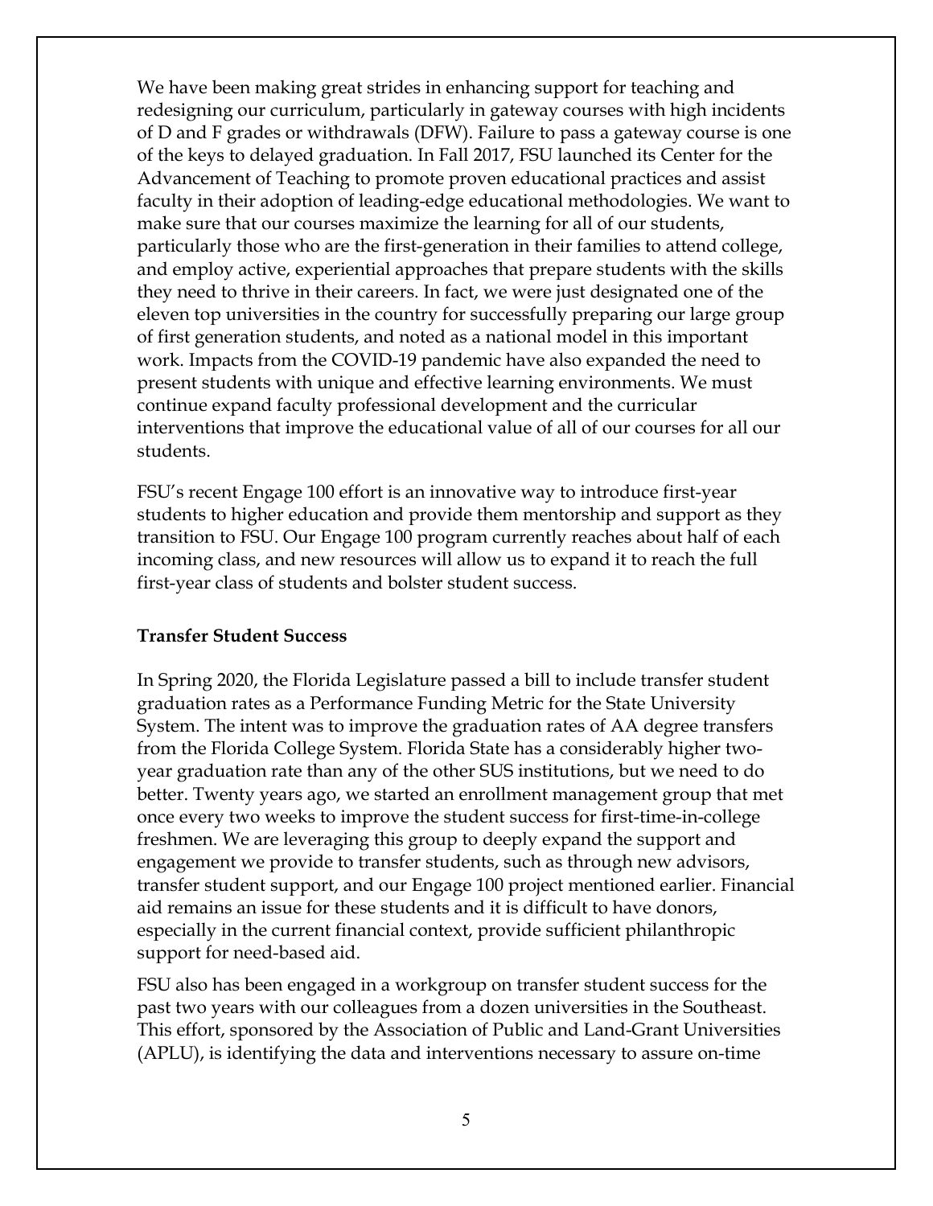We have been making great strides in enhancing support for teaching and redesigning our curriculum, particularly in gateway courses with high incidents of D and F grades or withdrawals (DFW). Failure to pass a gateway course is one of the keys to delayed graduation. In Fall 2017, FSU launched its Center for the Advancement of Teaching to promote proven educational practices and assist faculty in their adoption of leading-edge educational methodologies. We want to make sure that our courses maximize the learning for all of our students, particularly those who are the first-generation in their families to attend college, and employ active, experiential approaches that prepare students with the skills they need to thrive in their careers. In fact, we were just designated one of the eleven top universities in the country for successfully preparing our large group of first generation students, and noted as a national model in this important work. Impacts from the COVID-19 pandemic have also expanded the need to present students with unique and effective learning environments. We must continue expand faculty professional development and the curricular interventions that improve the educational value of all of our courses for all our students.

FSU's recent Engage 100 effort is an innovative way to introduce first-year students to higher education and provide them mentorship and support as they transition to FSU. Our Engage 100 program currently reaches about half of each incoming class, and new resources will allow us to expand it to reach the full first-year class of students and bolster student success.

**Transfer Student Success**

In Spring 2020, the Florida Legislature passed a bill to include transfer student graduation rates as a Performance Funding Metric for the State University System. The intent was to improve the graduation rates of AA degree transfers from the Florida College System. Florida State has a considerably higher two-year graduation rate than any of the other SUS institutions, but we need to do better. Twenty years ago, we started an enrollment management group that met once every two weeks to improve the student success for first-time-in-college freshmen. We are leveraging this group to deeply expand the support and engagement we provide to transfer students, such as through new advisors, transfer student support, and our Engage 100 project mentioned earlier. Financial aid remains an issue for these students and it is difficult to have donors, especially in the current financial context, provide sufficient philanthropic support for need-based aid.

FSU also has been engaged in a workgroup on transfer student success for the past two years with our colleagues from a dozen universities in the Southeast. This effort, sponsored by the Association of Public and Land-Grant Universities (APLU), is identifying the data and interventions necessary to assure on-time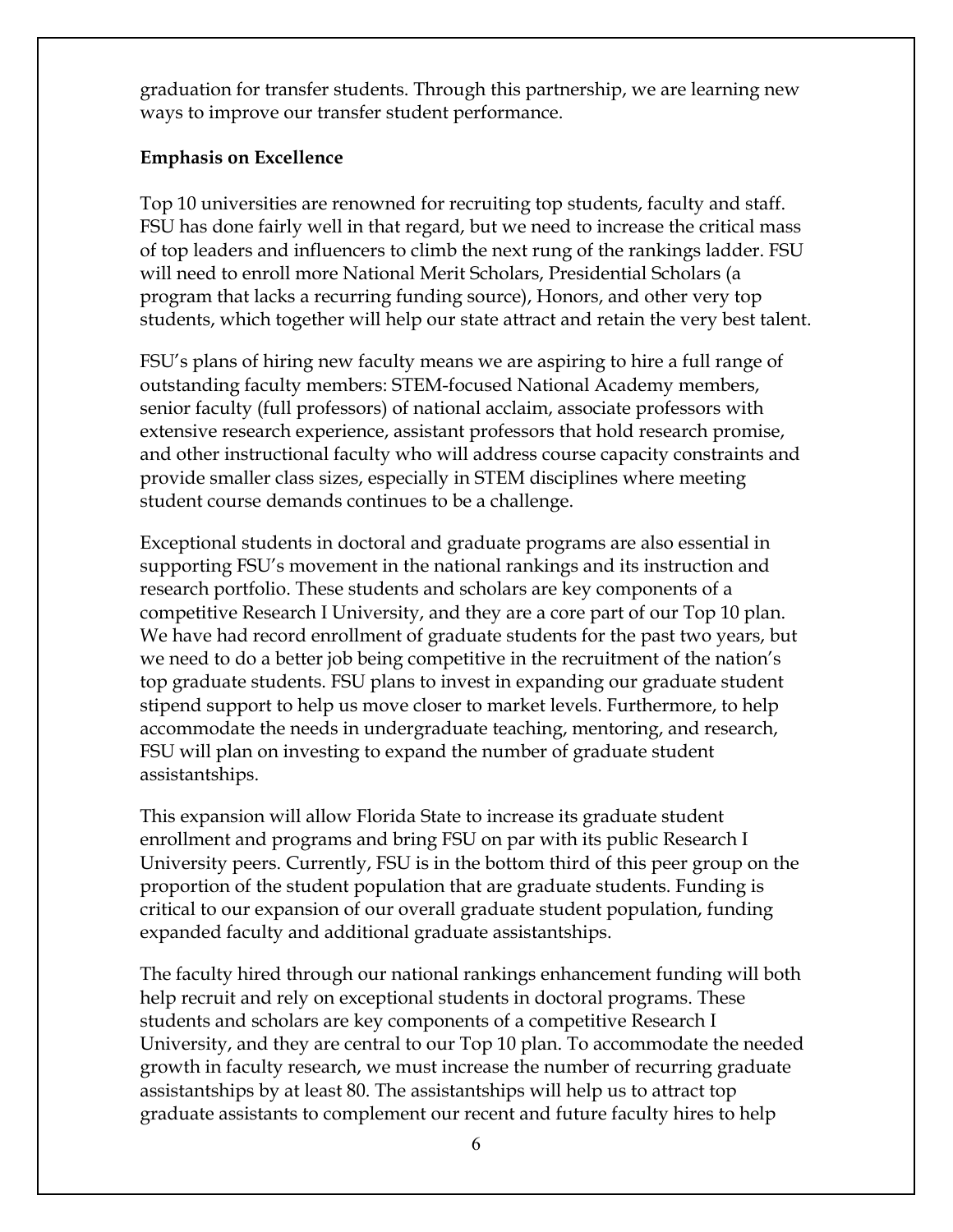graduation for transfer students. Through this partnership, we are learning new ways to improve our transfer student performance.

**Emphasis on Excellence**

Top 10 universities are renowned for recruiting top students, faculty and staff. FSU has done fairly well in that regard, but we need to increase the critical mass of top leaders and influencers to climb the next rung of the rankings ladder. FSU will need to enroll more National Merit Scholars, Presidential Scholars (a program that lacks a recurring funding source), Honors, and other very top students, which together will help our state attract and retain the very best talent.

FSU's plans of hiring new faculty means we are aspiring to hire a full range of outstanding faculty members: STEM-focused National Academy members, senior faculty (full professors) of national acclaim, associate professors with extensive research experience, assistant professors that hold research promise, and other instructional faculty who will address course capacity constraints and provide smaller class sizes, especially in STEM disciplines where meeting student course demands continues to be a challenge.

Exceptional students in doctoral and graduate programs are also essential in supporting FSU's movement in the national rankings and its instruction and research portfolio. These students and scholars are key components of a competitive Research I University, and they are a core part of our Top 10 plan. We have had record enrollment of graduate students for the past two years, but we need to do a better job being competitive in the recruitment of the nation's top graduate students. FSU plans to invest in expanding our graduate student stipend support to help us move closer to market levels. Furthermore, to help accommodate the needs in undergraduate teaching, mentoring, and research, FSU will plan on investing to expand the number of graduate student assistantships.

This expansion will allow Florida State to increase its graduate student enrollment and programs and bring FSU on par with its public Research I University peers. Currently, FSU is in the bottom third of this peer group on the proportion of the student population that are graduate students. Funding is critical to our expansion of our overall graduate student population, funding expanded faculty and additional graduate assistantships.

The faculty hired through our national rankings enhancement funding will both help recruit and rely on exceptional students in doctoral programs. These students and scholars are key components of a competitive Research I University, and they are central to our Top 10 plan. To accommodate the needed growth in faculty research, we must increase the number of recurring graduate assistantships by at least 80. The assistantships will help us to attract top graduate assistants to complement our recent and future faculty hires to help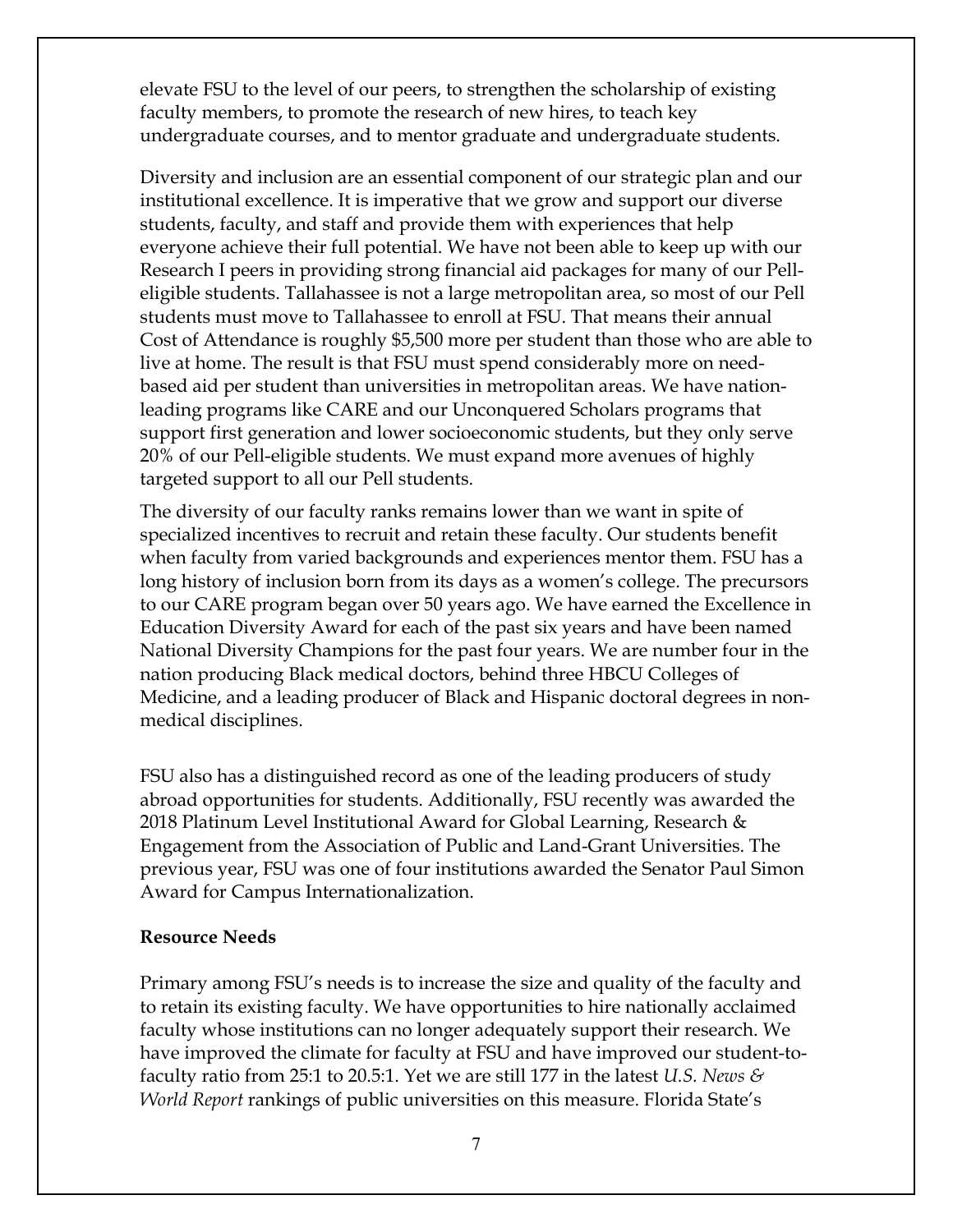elevate FSU to the level of our peers, to strengthen the scholarship of existing faculty members, to promote the research of new hires, to teach key undergraduate courses, and to mentor graduate and undergraduate students.

Diversity and inclusion are an essential component of our strategic plan and our institutional excellence. It is imperative that we grow and support our diverse students, faculty, and staff and provide them with experiences that help everyone achieve their full potential. We have not been able to keep up with our Research I peers in providing strong financial aid packages for many of our Pell-eligible students. Tallahassee is not a large metropolitan area, so most of our Pell students must move to Tallahassee to enroll at FSU. That means their annual Cost of Attendance is roughly $5,500 more per student than those who are able to live at home. The result is that FSU must spend considerably more on need-based aid per student than universities in metropolitan areas. We have nation-leading programs like CARE and our Unconquered Scholars programs that support first generation and lower socioeconomic students, but they only serve 20% of our Pell-eligible students. We must expand more avenues of highly targeted support to all our Pell students.

The diversity of our faculty ranks remains lower than we want in spite of specialized incentives to recruit and retain these faculty. Our students benefit when faculty from varied backgrounds and experiences mentor them. FSU has a long history of inclusion born from its days as a women's college. The precursors to our CARE program began over 50 years ago. We have earned the Excellence in Education Diversity Award for each of the past six years and have been named National Diversity Champions for the past four years. We are number four in the nation producing Black medical doctors, behind three HBCU Colleges of Medicine, and a leading producer of Black and Hispanic doctoral degrees in non-medical disciplines.

FSU also has a distinguished record as one of the leading producers of study abroad opportunities for students. Additionally, FSU recently was awarded the 2018 Platinum Level Institutional Award for Global Learning, Research & Engagement from the Association of Public and Land-Grant Universities. The previous year, FSU was one of four institutions awarded the Senator Paul Simon Award for Campus Internationalization.

**Resource Needs**

Primary among FSU's needs is to increase the size and quality of the faculty and to retain its existing faculty. We have opportunities to hire nationally acclaimed faculty whose institutions can no longer adequately support their research. We have improved the climate for faculty at FSU and have improved our student-to-faculty ratio from 25:1 to 20.5:1. Yet we are still 177 in the latest *U.S. News & World Report* rankings of public universities on this measure. Florida State's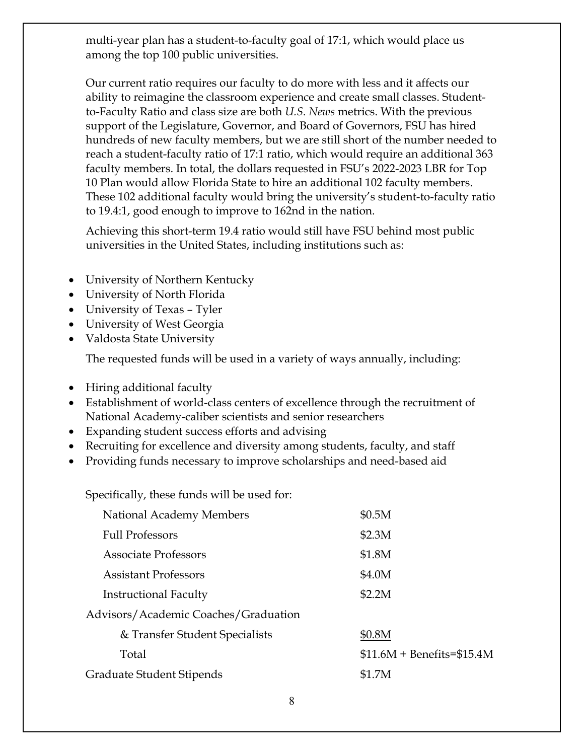multi-year plan has a student-to-faculty goal of 17:1, which would place us among the top 100 public universities.

Our current ratio requires our faculty to do more with less and it affects our ability to reimagine the classroom experience and create small classes. Student-to-Faculty Ratio and class size are both *U.S. News* metrics. With the previous support of the Legislature, Governor, and Board of Governors, FSU has hired hundreds of new faculty members, but we are still short of the number needed to reach a student-faculty ratio of 17:1 ratio, which would require an additional 363 faculty members. In total, the dollars requested in FSU's 2022-2023 LBR for Top 10 Plan would allow Florida State to hire an additional 102 faculty members. These 102 additional faculty would bring the university's student-to-faculty ratio to 19.4:1, good enough to improve to 162nd in the nation.

Achieving this short-term 19.4 ratio would still have FSU behind most public universities in the United States, including institutions such as:

- University of Northern Kentucky
- University of North Florida
- University of Texas – Tyler
- University of West Georgia
- Valdosta State University

The requested funds will be used in a variety of ways annually, including:

- Hiring additional faculty
- Establishment of world-class centers of excellence through the recruitment of National Academy-caliber scientists and senior researchers
- Expanding student success efforts and advising
- Recruiting for excellence and diversity among students, faculty, and staff
- Providing funds necessary to improve scholarships and need-based aid

Specifically, these funds will be used for:

| | |
|---|---|
| National Academy Members | \$0.5M |
| Full Professors | \$2.3M |
| Associate Professors | \$1.8M |
| Assistant Professors | \$4.0M |
| Instructional Faculty | \$2.2M |
| Advisors/Academic Coaches/Graduation & Transfer Student Specialists | \$0.8M |
| Total | \$11.6M + Benefits=\$15.4M |
| Graduate Student Stipends | \$1.7M |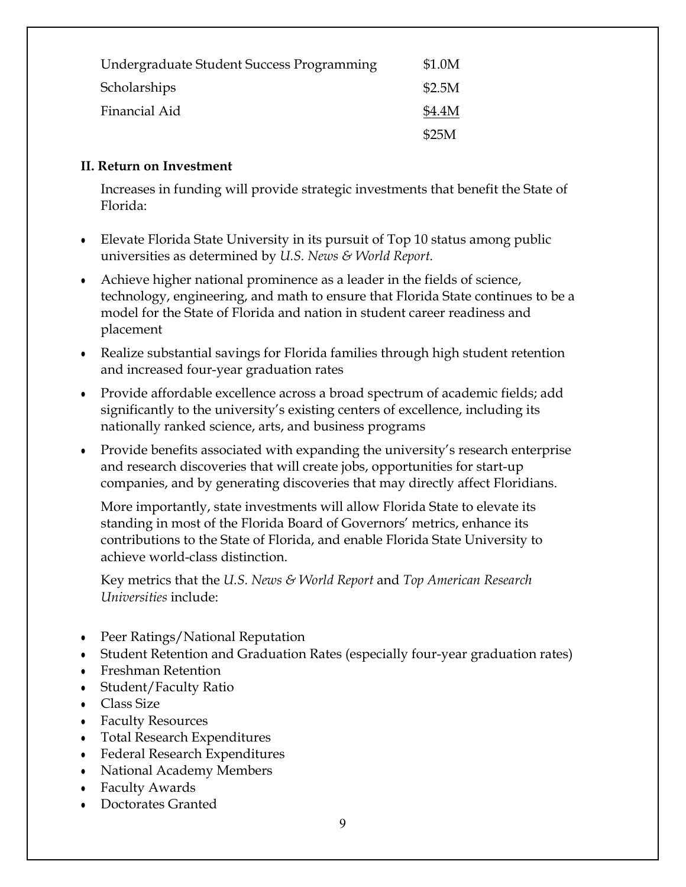| | |
|---|---|
| Undergraduate Student Success Programming | \$1.0M |
| Scholarships | \$2.5M |
| Financial Aid | \$4.4M |
| | \$25M |

**II. Return on Investment**

Increases in funding will provide strategic investments that benefit the State of Florida:

- Elevate Florida State University in its pursuit of Top 10 status among public universities as determined by *U.S. News & World Report.*
- Achieve higher national prominence as a leader in the fields of science, technology, engineering, and math to ensure that Florida State continues to be a model for the State of Florida and nation in student career readiness and placement
- Realize substantial savings for Florida families through high student retention and increased four-year graduation rates
- Provide affordable excellence across a broad spectrum of academic fields; add significantly to the university's existing centers of excellence, including its nationally ranked science, arts, and business programs
- Provide benefits associated with expanding the university's research enterprise and research discoveries that will create jobs, opportunities for start-up companies, and by generating discoveries that may directly affect Floridians.

More importantly, state investments will allow Florida State to elevate its standing in most of the Florida Board of Governors' metrics, enhance its contributions to the State of Florida, and enable Florida State University to achieve world-class distinction.

Key metrics that the *U.S. News & World Report* and *Top American Research Universities* include:

- Peer Ratings/National Reputation
- Student Retention and Graduation Rates (especially four-year graduation rates)
- Freshman Retention
- Student/Faculty Ratio
- Class Size
- Faculty Resources
- Total Research Expenditures
- Federal Research Expenditures
- National Academy Members
- Faculty Awards
- Doctorates Granted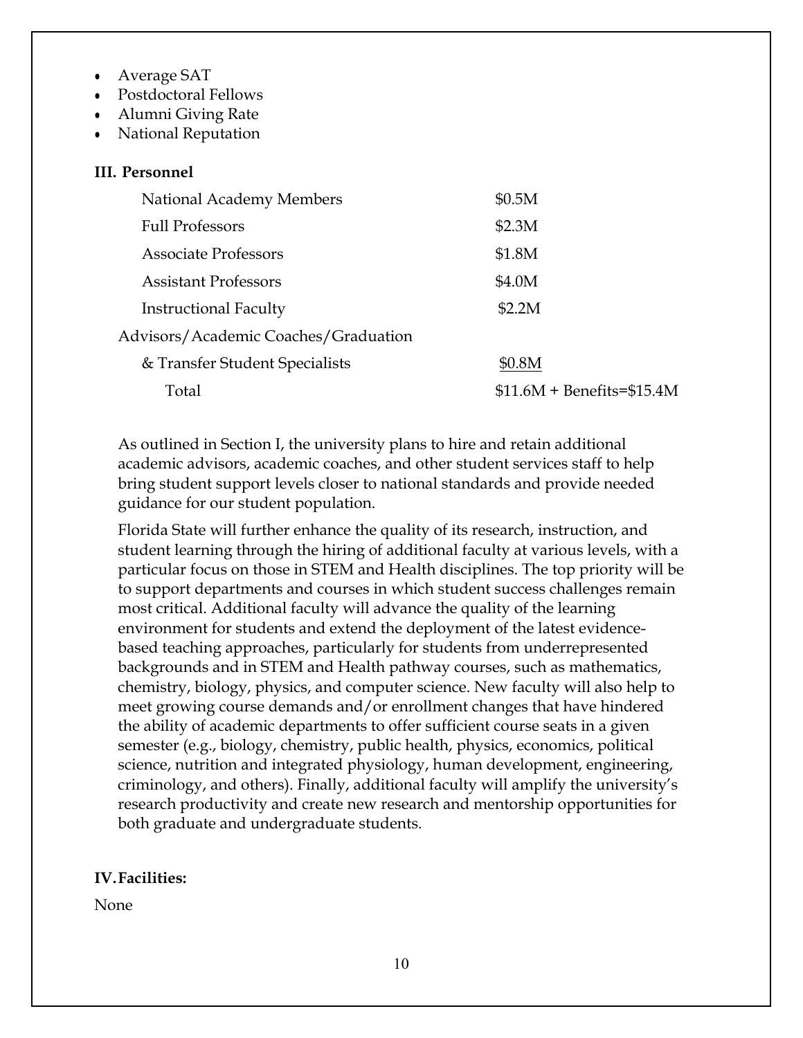- Average SAT
- Postdoctoral Fellows
- Alumni Giving Rate
- National Reputation

**III. Personnel**

| | |
|---|---|
| National Academy Members | \$0.5M |
| Full Professors | \$2.3M |
| Associate Professors | \$1.8M |
| Assistant Professors | \$4.0M |
| Instructional Faculty | \$2.2M |
| Advisors/Academic Coaches/Graduation & Transfer Student Specialists | \$0.8M |
| Total | \$11.6M + Benefits=\$15.4M |

As outlined in Section I, the university plans to hire and retain additional academic advisors, academic coaches, and other student services staff to help bring student support levels closer to national standards and provide needed guidance for our student population.

Florida State will further enhance the quality of its research, instruction, and student learning through the hiring of additional faculty at various levels, with a particular focus on those in STEM and Health disciplines. The top priority will be to support departments and courses in which student success challenges remain most critical. Additional faculty will advance the quality of the learning environment for students and extend the deployment of the latest evidence-based teaching approaches, particularly for students from underrepresented backgrounds and in STEM and Health pathway courses, such as mathematics, chemistry, biology, physics, and computer science. New faculty will also help to meet growing course demands and/or enrollment changes that have hindered the ability of academic departments to offer sufficient course seats in a given semester (e.g., biology, chemistry, public health, physics, economics, political science, nutrition and integrated physiology, human development, engineering, criminology, and others). Finally, additional faculty will amplify the university's research productivity and create new research and mentorship opportunities for both graduate and undergraduate students.

**IV. Facilities:**

None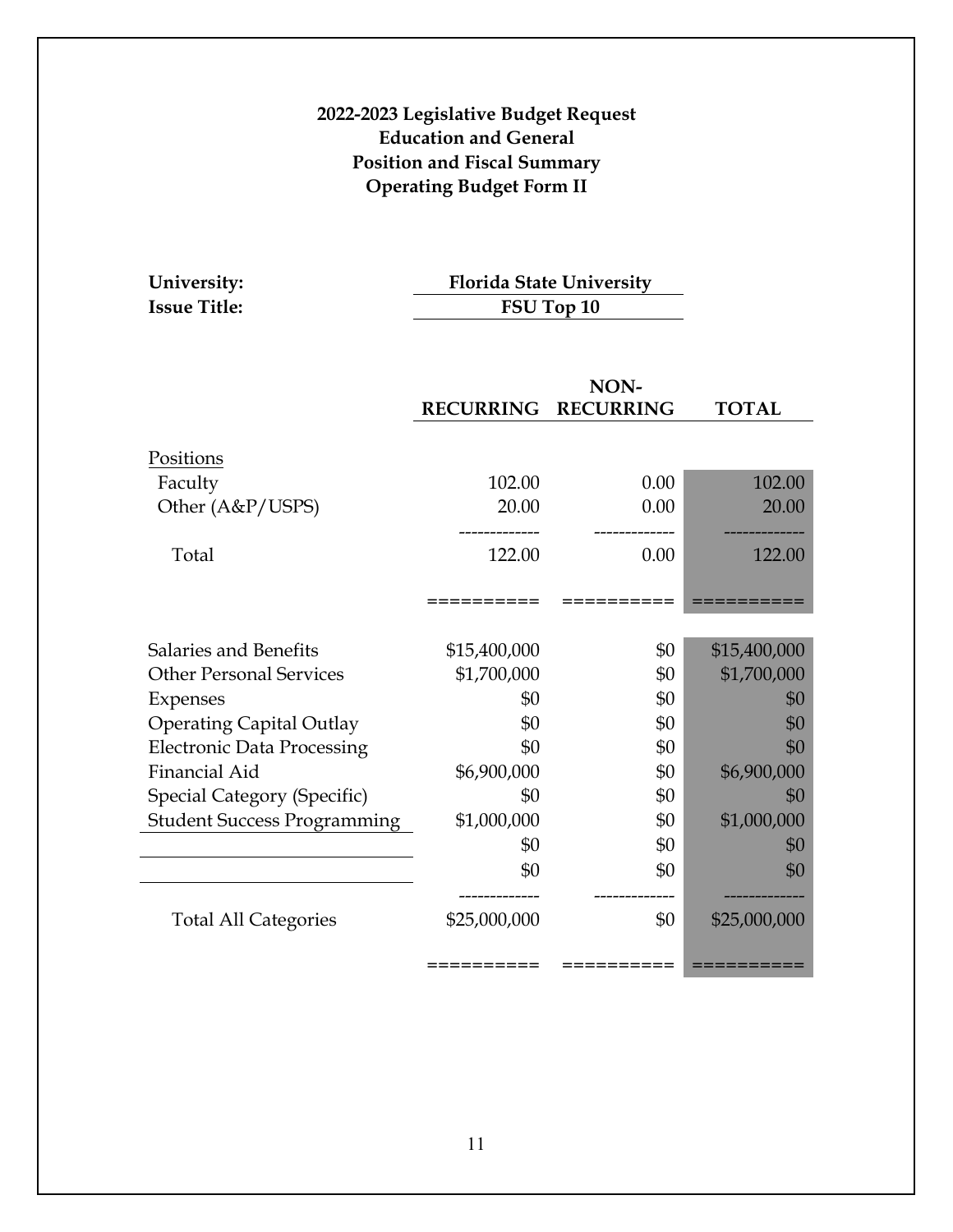**2022-2023 Legislative Budget Request**
**Education and General**
**Position and Fiscal Summary**
**Operating Budget Form II**

**University:** **Florida State University**
**Issue Title:** **FSU Top 10**

| | RECURRING | NON-RECURRING | TOTAL |
|---|---|---|---|
| Positions | | | |
| Faculty | 102.00 | 0.00 | 102.00 |
| Other (A&P/USPS) | 20.00 | 0.00 | 20.00 |
| Total | 122.00 | 0.00 | 122.00 |
| Salaries and Benefits | $15,400,000 | $0 | $15,400,000 |
| Other Personal Services | $1,700,000 | $0 | $1,700,000 |
| Expenses | $0 | $0 | $0 |
| Operating Capital Outlay | $0 | $0 | $0 |
| Electronic Data Processing | $0 | $0 | $0 |
| Financial Aid | $6,900,000 | $0 | $6,900,000 |
| Special Category (Specific) | $0 | $0 | $0 |
| Student Success Programming | $1,000,000 | $0 | $1,000,000 |
| | $0 | $0 | $0 |
| | $0 | $0 | $0 |
| Total All Categories | $25,000,000 | $0 | $25,000,000 |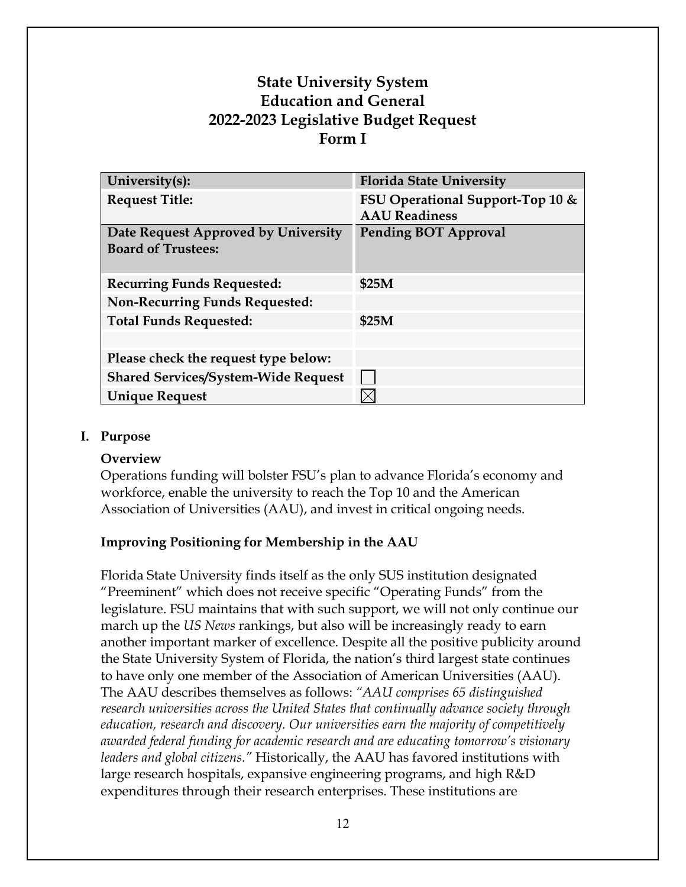# State University System
# Education and General
# 2022-2023 Legislative Budget Request
# Form I

| **University(s):** | **Florida State University** |
|---|---|
| **Request Title:** | **FSU Operational Support-Top 10 & AAU Readiness** |
| **Date Request Approved by University Board of Trustees:** | **Pending BOT Approval** |
| **Recurring Funds Requested:** | **$25M** |
| **Non-Recurring Funds Requested:** | |
| **Total Funds Requested:** | **$25M** |
| | |
| **Please check the request type below:** | |
| **Shared Services/System-Wide Request** | ☐ |
| **Unique Request** | ☒ |

## I. Purpose

### Overview

Operations funding will bolster FSU's plan to advance Florida's economy and workforce, enable the university to reach the Top 10 and the American Association of Universities (AAU), and invest in critical ongoing needs.

### Improving Positioning for Membership in the AAU

Florida State University finds itself as the only SUS institution designated "Preeminent" which does not receive specific "Operating Funds" from the legislature. FSU maintains that with such support, we will not only continue our march up the *US News* rankings, but also will be increasingly ready to earn another important marker of excellence. Despite all the positive publicity around the State University System of Florida, the nation's third largest state continues to have only one member of the Association of American Universities (AAU). The AAU describes themselves as follows: *"AAU comprises 65 distinguished research universities across the United States that continually advance society through education, research and discovery. Our universities earn the majority of competitively awarded federal funding for academic research and are educating tomorrow's visionary leaders and global citizens."* Historically, the AAU has favored institutions with large research hospitals, expansive engineering programs, and high R&D expenditures through their research enterprises. These institutions are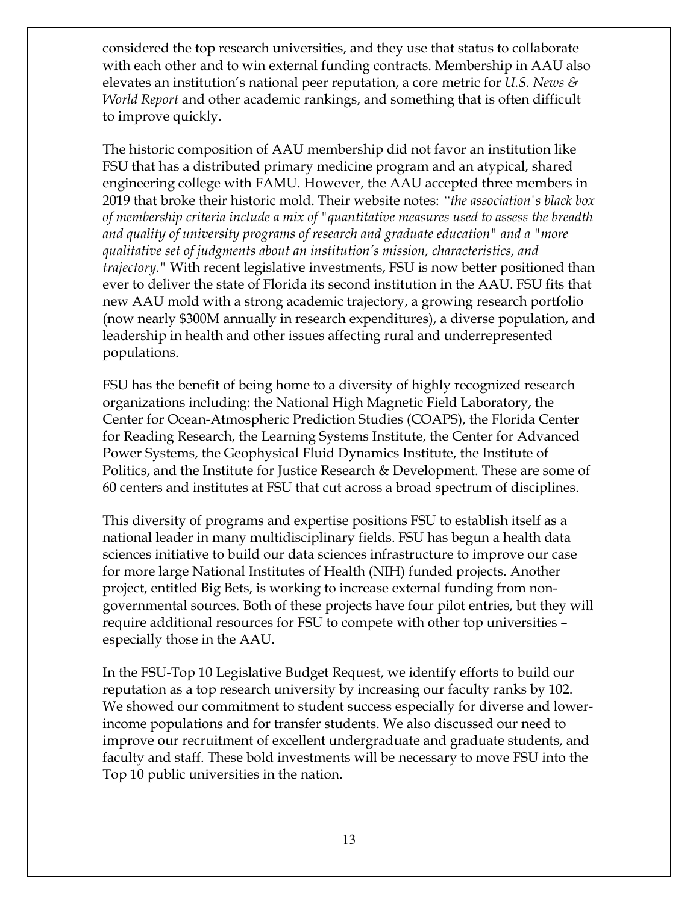considered the top research universities, and they use that status to collaborate with each other and to win external funding contracts. Membership in AAU also elevates an institution's national peer reputation, a core metric for *U.S. News & World Report* and other academic rankings, and something that is often difficult to improve quickly.

The historic composition of AAU membership did not favor an institution like FSU that has a distributed primary medicine program and an atypical, shared engineering college with FAMU. However, the AAU accepted three members in 2019 that broke their historic mold. Their website notes: *"the association's black box of membership criteria include a mix of "quantitative measures used to assess the breadth and quality of university programs of research and graduate education" and a "more qualitative set of judgments about an institution's mission, characteristics, and trajectory."* With recent legislative investments, FSU is now better positioned than ever to deliver the state of Florida its second institution in the AAU. FSU fits that new AAU mold with a strong academic trajectory, a growing research portfolio (now nearly $300M annually in research expenditures), a diverse population, and leadership in health and other issues affecting rural and underrepresented populations.

FSU has the benefit of being home to a diversity of highly recognized research organizations including: the National High Magnetic Field Laboratory, the Center for Ocean-Atmospheric Prediction Studies (COAPS), the Florida Center for Reading Research, the Learning Systems Institute, the Center for Advanced Power Systems, the Geophysical Fluid Dynamics Institute, the Institute of Politics, and the Institute for Justice Research & Development. These are some of 60 centers and institutes at FSU that cut across a broad spectrum of disciplines.

This diversity of programs and expertise positions FSU to establish itself as a national leader in many multidisciplinary fields. FSU has begun a health data sciences initiative to build our data sciences infrastructure to improve our case for more large National Institutes of Health (NIH) funded projects. Another project, entitled Big Bets, is working to increase external funding from non-governmental sources. Both of these projects have four pilot entries, but they will require additional resources for FSU to compete with other top universities – especially those in the AAU.

In the FSU-Top 10 Legislative Budget Request, we identify efforts to build our reputation as a top research university by increasing our faculty ranks by 102. We showed our commitment to student success especially for diverse and lower-income populations and for transfer students. We also discussed our need to improve our recruitment of excellent undergraduate and graduate students, and faculty and staff. These bold investments will be necessary to move FSU into the Top 10 public universities in the nation.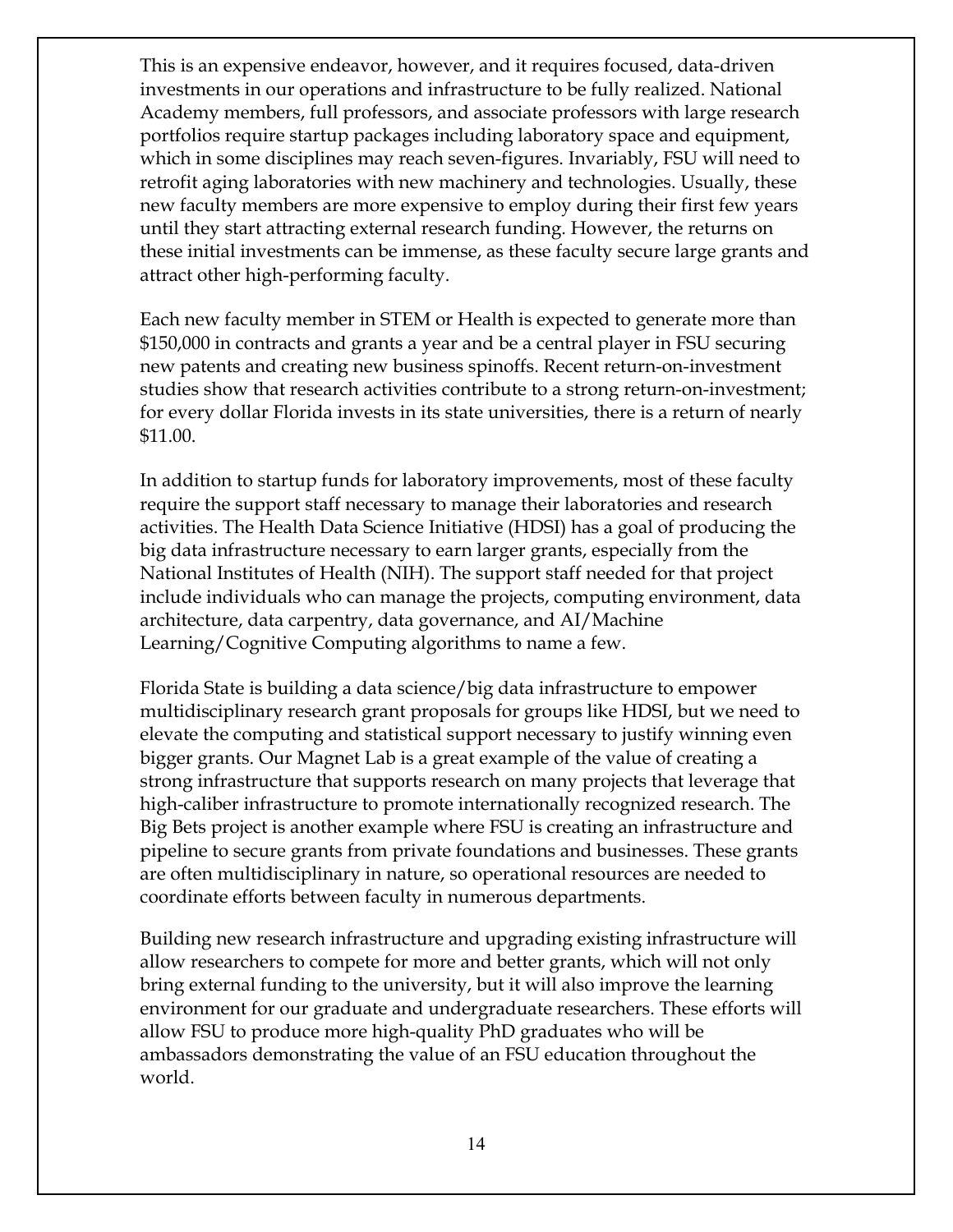This is an expensive endeavor, however, and it requires focused, data-driven investments in our operations and infrastructure to be fully realized. National Academy members, full professors, and associate professors with large research portfolios require startup packages including laboratory space and equipment, which in some disciplines may reach seven-figures. Invariably, FSU will need to retrofit aging laboratories with new machinery and technologies. Usually, these new faculty members are more expensive to employ during their first few years until they start attracting external research funding. However, the returns on these initial investments can be immense, as these faculty secure large grants and attract other high-performing faculty.

Each new faculty member in STEM or Health is expected to generate more than $150,000 in contracts and grants a year and be a central player in FSU securing new patents and creating new business spinoffs. Recent return-on-investment studies show that research activities contribute to a strong return-on-investment; for every dollar Florida invests in its state universities, there is a return of nearly $11.00.

In addition to startup funds for laboratory improvements, most of these faculty require the support staff necessary to manage their laboratories and research activities. The Health Data Science Initiative (HDSI) has a goal of producing the big data infrastructure necessary to earn larger grants, especially from the National Institutes of Health (NIH). The support staff needed for that project include individuals who can manage the projects, computing environment, data architecture, data carpentry, data governance, and AI/Machine Learning/Cognitive Computing algorithms to name a few.

Florida State is building a data science/big data infrastructure to empower multidisciplinary research grant proposals for groups like HDSI, but we need to elevate the computing and statistical support necessary to justify winning even bigger grants. Our Magnet Lab is a great example of the value of creating a strong infrastructure that supports research on many projects that leverage that high-caliber infrastructure to promote internationally recognized research. The Big Bets project is another example where FSU is creating an infrastructure and pipeline to secure grants from private foundations and businesses. These grants are often multidisciplinary in nature, so operational resources are needed to coordinate efforts between faculty in numerous departments.

Building new research infrastructure and upgrading existing infrastructure will allow researchers to compete for more and better grants, which will not only bring external funding to the university, but it will also improve the learning environment for our graduate and undergraduate researchers. These efforts will allow FSU to produce more high-quality PhD graduates who will be ambassadors demonstrating the value of an FSU education throughout the world.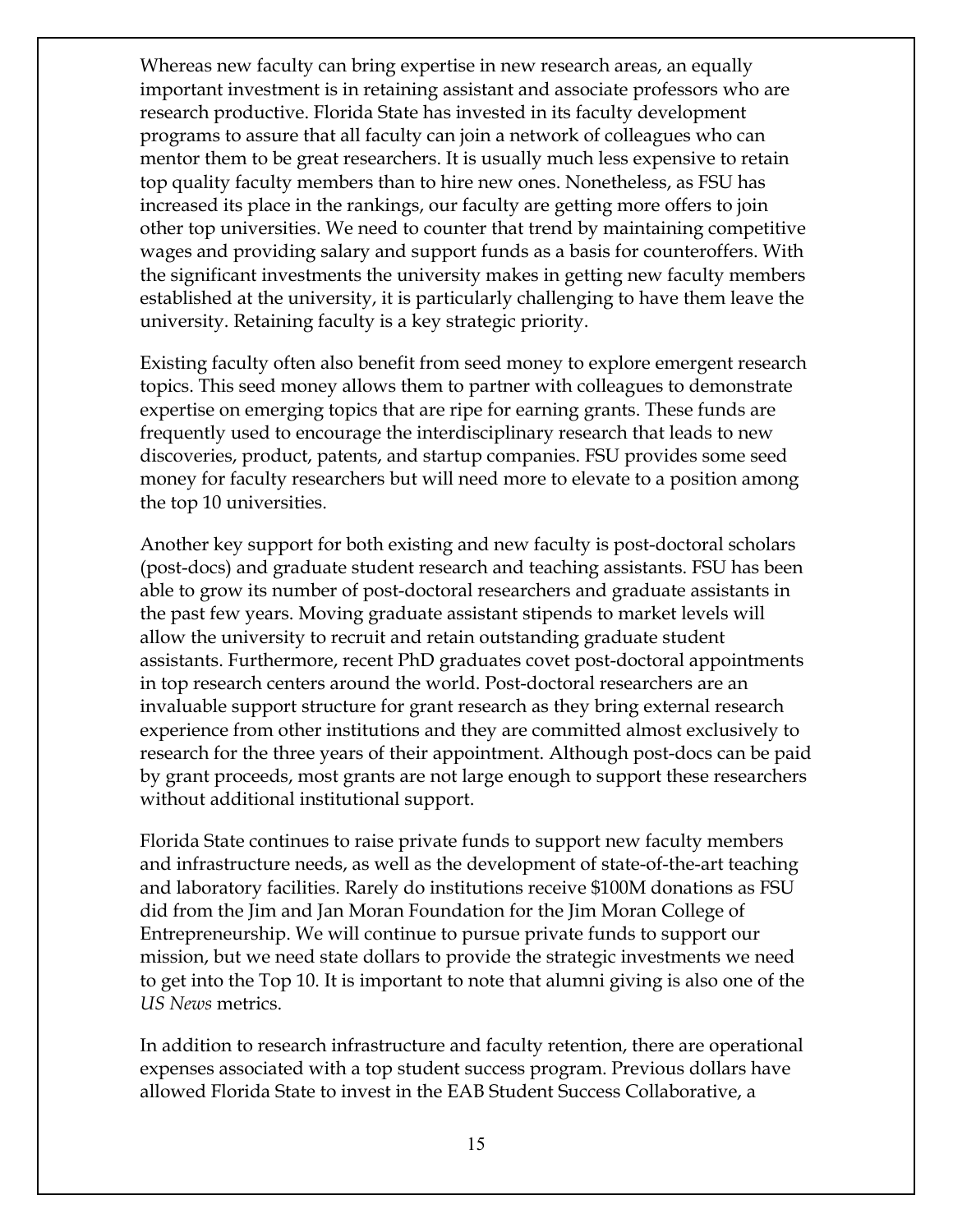Whereas new faculty can bring expertise in new research areas, an equally important investment is in retaining assistant and associate professors who are research productive. Florida State has invested in its faculty development programs to assure that all faculty can join a network of colleagues who can mentor them to be great researchers. It is usually much less expensive to retain top quality faculty members than to hire new ones. Nonetheless, as FSU has increased its place in the rankings, our faculty are getting more offers to join other top universities. We need to counter that trend by maintaining competitive wages and providing salary and support funds as a basis for counteroffers. With the significant investments the university makes in getting new faculty members established at the university, it is particularly challenging to have them leave the university. Retaining faculty is a key strategic priority.

Existing faculty often also benefit from seed money to explore emergent research topics. This seed money allows them to partner with colleagues to demonstrate expertise on emerging topics that are ripe for earning grants. These funds are frequently used to encourage the interdisciplinary research that leads to new discoveries, product, patents, and startup companies. FSU provides some seed money for faculty researchers but will need more to elevate to a position among the top 10 universities.

Another key support for both existing and new faculty is post-doctoral scholars (post-docs) and graduate student research and teaching assistants. FSU has been able to grow its number of post-doctoral researchers and graduate assistants in the past few years. Moving graduate assistant stipends to market levels will allow the university to recruit and retain outstanding graduate student assistants. Furthermore, recent PhD graduates covet post-doctoral appointments in top research centers around the world. Post-doctoral researchers are an invaluable support structure for grant research as they bring external research experience from other institutions and they are committed almost exclusively to research for the three years of their appointment. Although post-docs can be paid by grant proceeds, most grants are not large enough to support these researchers without additional institutional support.

Florida State continues to raise private funds to support new faculty members and infrastructure needs, as well as the development of state-of-the-art teaching and laboratory facilities. Rarely do institutions receive $100M donations as FSU did from the Jim and Jan Moran Foundation for the Jim Moran College of Entrepreneurship. We will continue to pursue private funds to support our mission, but we need state dollars to provide the strategic investments we need to get into the Top 10. It is important to note that alumni giving is also one of the *US News* metrics.

In addition to research infrastructure and faculty retention, there are operational expenses associated with a top student success program. Previous dollars have allowed Florida State to invest in the EAB Student Success Collaborative, a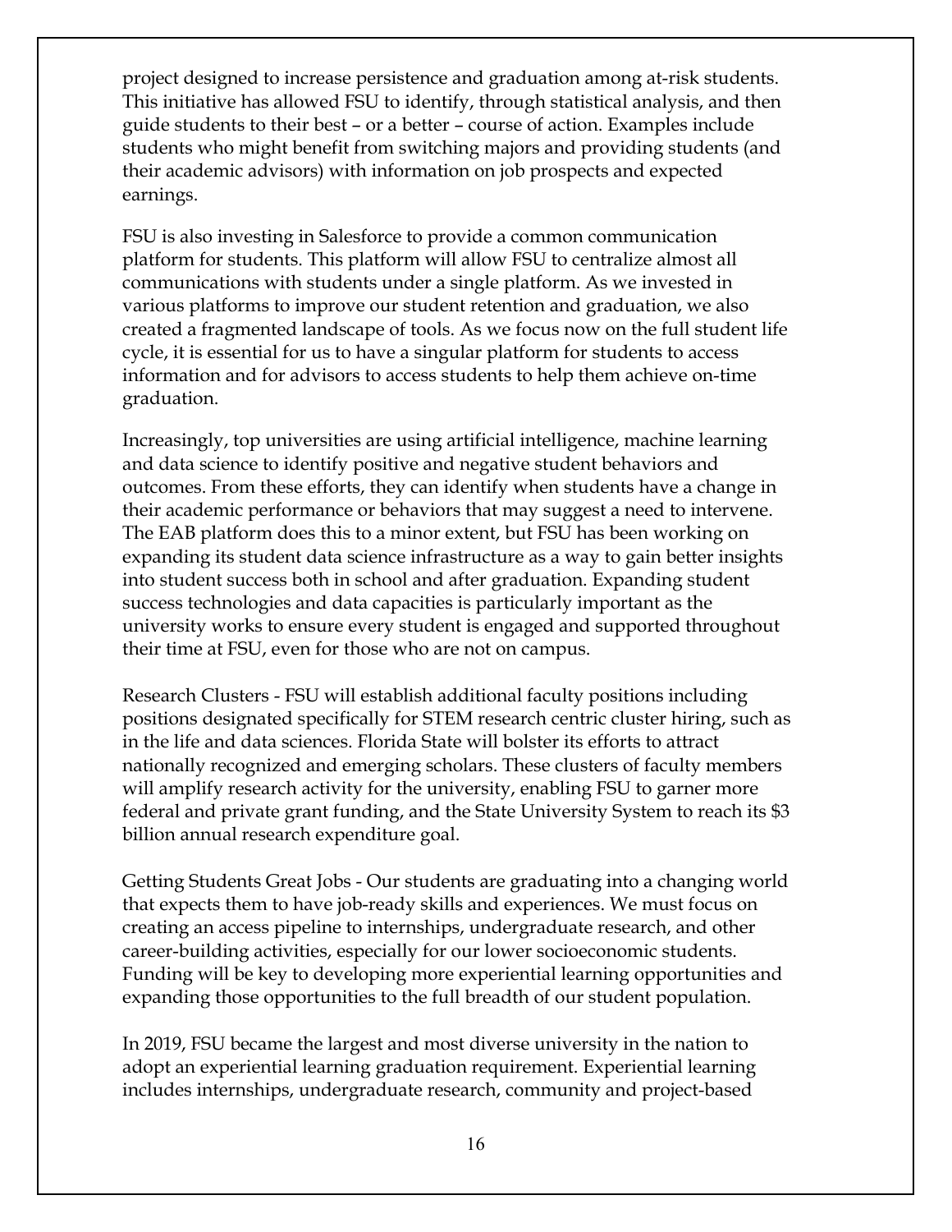project designed to increase persistence and graduation among at-risk students. This initiative has allowed FSU to identify, through statistical analysis, and then guide students to their best – or a better – course of action. Examples include students who might benefit from switching majors and providing students (and their academic advisors) with information on job prospects and expected earnings.

FSU is also investing in Salesforce to provide a common communication platform for students. This platform will allow FSU to centralize almost all communications with students under a single platform. As we invested in various platforms to improve our student retention and graduation, we also created a fragmented landscape of tools. As we focus now on the full student life cycle, it is essential for us to have a singular platform for students to access information and for advisors to access students to help them achieve on-time graduation.

Increasingly, top universities are using artificial intelligence, machine learning and data science to identify positive and negative student behaviors and outcomes. From these efforts, they can identify when students have a change in their academic performance or behaviors that may suggest a need to intervene. The EAB platform does this to a minor extent, but FSU has been working on expanding its student data science infrastructure as a way to gain better insights into student success both in school and after graduation. Expanding student success technologies and data capacities is particularly important as the university works to ensure every student is engaged and supported throughout their time at FSU, even for those who are not on campus.

Research Clusters - FSU will establish additional faculty positions including positions designated specifically for STEM research centric cluster hiring, such as in the life and data sciences. Florida State will bolster its efforts to attract nationally recognized and emerging scholars. These clusters of faculty members will amplify research activity for the university, enabling FSU to garner more federal and private grant funding, and the State University System to reach its $3 billion annual research expenditure goal.

Getting Students Great Jobs - Our students are graduating into a changing world that expects them to have job-ready skills and experiences. We must focus on creating an access pipeline to internships, undergraduate research, and other career-building activities, especially for our lower socioeconomic students. Funding will be key to developing more experiential learning opportunities and expanding those opportunities to the full breadth of our student population.

In 2019, FSU became the largest and most diverse university in the nation to adopt an experiential learning graduation requirement. Experiential learning includes internships, undergraduate research, community and project-based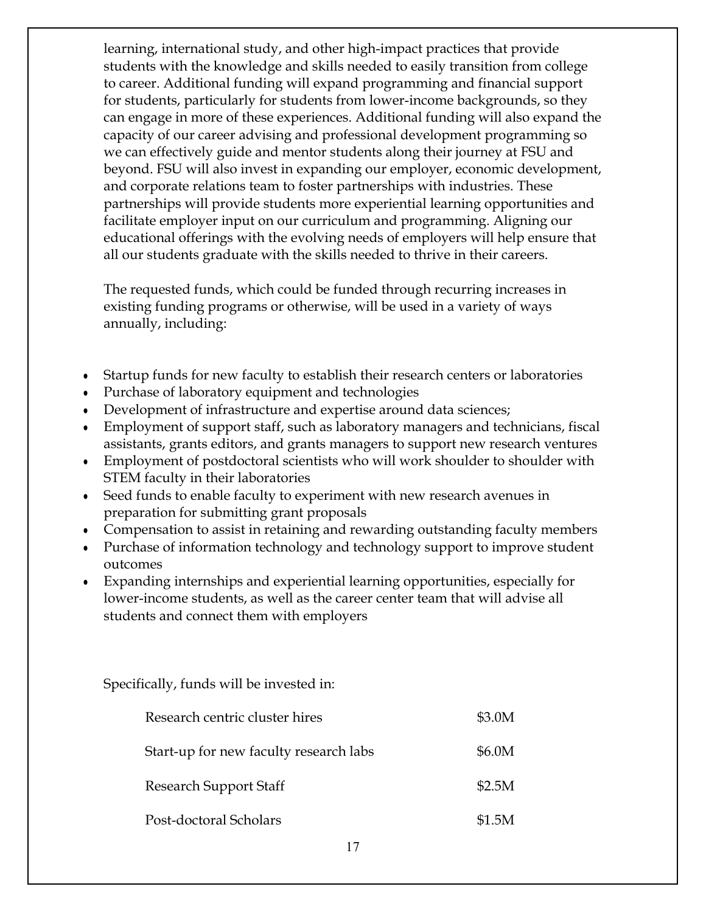learning, international study, and other high-impact practices that provide students with the knowledge and skills needed to easily transition from college to career. Additional funding will expand programming and financial support for students, particularly for students from lower-income backgrounds, so they can engage in more of these experiences. Additional funding will also expand the capacity of our career advising and professional development programming so we can effectively guide and mentor students along their journey at FSU and beyond. FSU will also invest in expanding our employer, economic development, and corporate relations team to foster partnerships with industries. These partnerships will provide students more experiential learning opportunities and facilitate employer input on our curriculum and programming. Aligning our educational offerings with the evolving needs of employers will help ensure that all our students graduate with the skills needed to thrive in their careers.

The requested funds, which could be funded through recurring increases in existing funding programs or otherwise, will be used in a variety of ways annually, including:

- Startup funds for new faculty to establish their research centers or laboratories
- Purchase of laboratory equipment and technologies
- Development of infrastructure and expertise around data sciences;
- Employment of support staff, such as laboratory managers and technicians, fiscal assistants, grants editors, and grants managers to support new research ventures
- Employment of postdoctoral scientists who will work shoulder to shoulder with STEM faculty in their laboratories
- Seed funds to enable faculty to experiment with new research avenues in preparation for submitting grant proposals
- Compensation to assist in retaining and rewarding outstanding faculty members
- Purchase of information technology and technology support to improve student outcomes
- Expanding internships and experiential learning opportunities, especially for lower-income students, as well as the career center team that will advise all students and connect them with employers

Specifically, funds will be invested in:

| | |
|---|---|
| Research centric cluster hires | $3.0M |
| Start-up for new faculty research labs | $6.0M |
| Research Support Staff | $2.5M |
| Post-doctoral Scholars | $1.5M |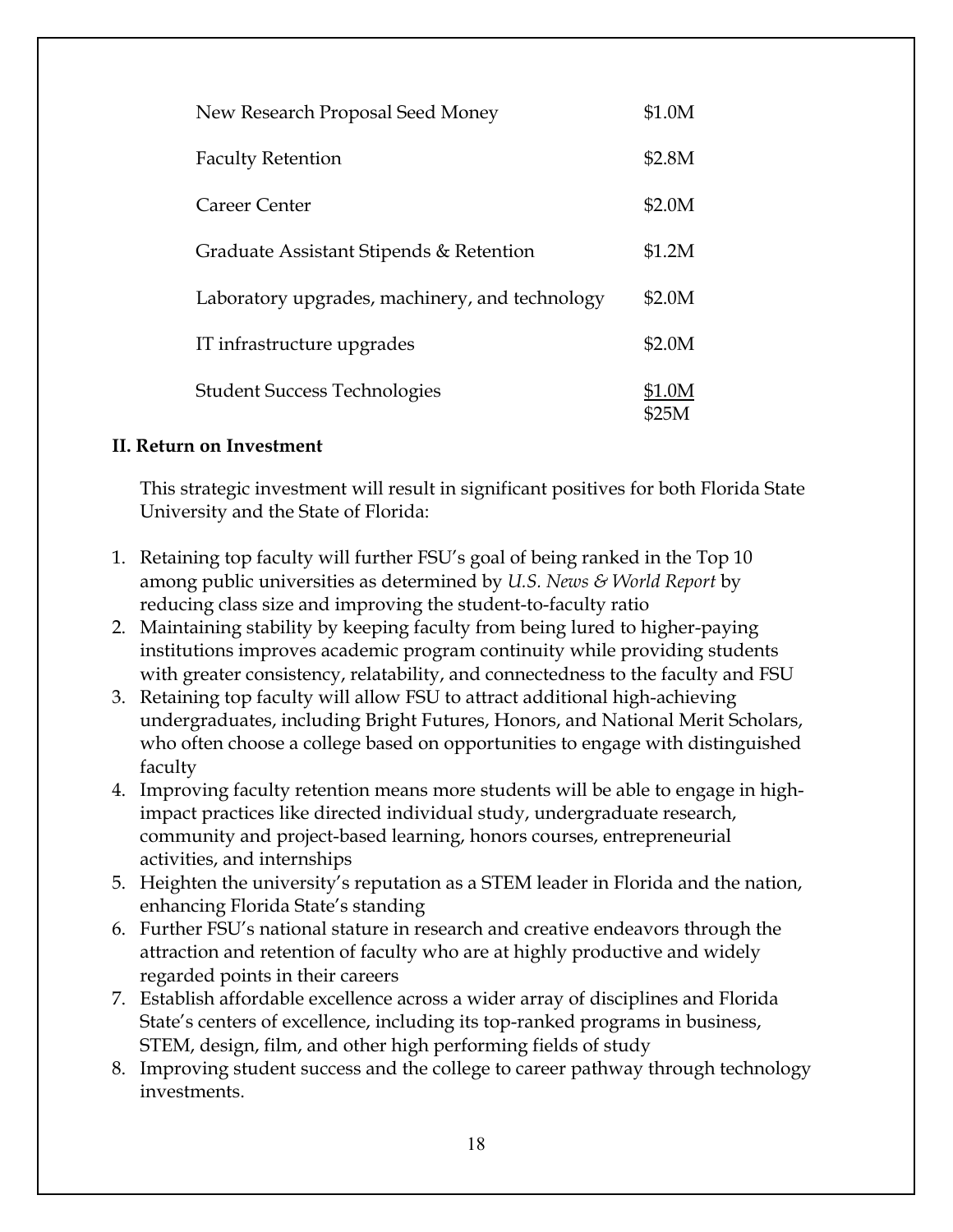| | |
|---|---|
| New Research Proposal Seed Money | \$1.0M |
| Faculty Retention | \$2.8M |
| Career Center | \$2.0M |
| Graduate Assistant Stipends & Retention | \$1.2M |
| Laboratory upgrades, machinery, and technology | \$2.0M |
| IT infrastructure upgrades | \$2.0M |
| Student Success Technologies | \$1.0M |
| | \$25M |

**II. Return on Investment**

This strategic investment will result in significant positives for both Florida State University and the State of Florida:

1. Retaining top faculty will further FSU's goal of being ranked in the Top 10 among public universities as determined by *U.S. News & World Report* by reducing class size and improving the student-to-faculty ratio
2. Maintaining stability by keeping faculty from being lured to higher-paying institutions improves academic program continuity while providing students with greater consistency, relatability, and connectedness to the faculty and FSU
3. Retaining top faculty will allow FSU to attract additional high-achieving undergraduates, including Bright Futures, Honors, and National Merit Scholars, who often choose a college based on opportunities to engage with distinguished faculty
4. Improving faculty retention means more students will be able to engage in high-impact practices like directed individual study, undergraduate research, community and project-based learning, honors courses, entrepreneurial activities, and internships
5. Heighten the university's reputation as a STEM leader in Florida and the nation, enhancing Florida State's standing
6. Further FSU's national stature in research and creative endeavors through the attraction and retention of faculty who are at highly productive and widely regarded points in their careers
7. Establish affordable excellence across a wider array of disciplines and Florida State's centers of excellence, including its top-ranked programs in business, STEM, design, film, and other high performing fields of study
8. Improving student success and the college to career pathway through technology investments.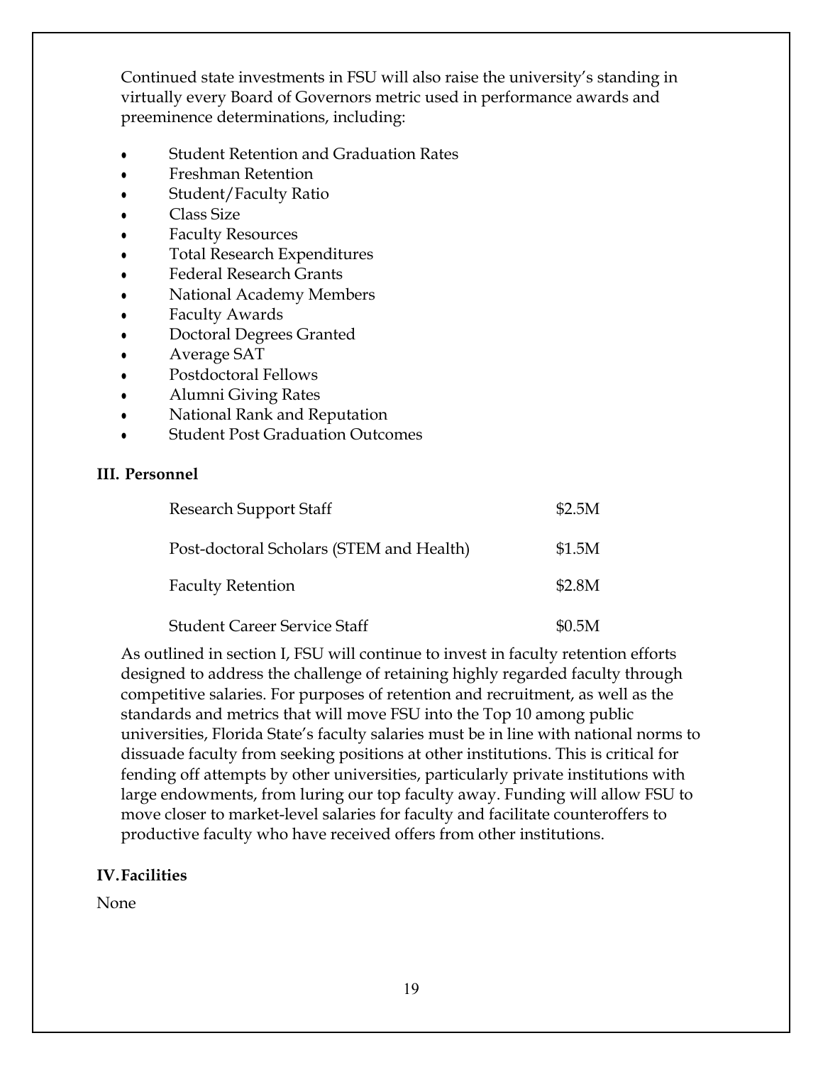Continued state investments in FSU will also raise the university's standing in virtually every Board of Governors metric used in performance awards and preeminence determinations, including:

- Student Retention and Graduation Rates
- Freshman Retention
- Student/Faculty Ratio
- Class Size
- Faculty Resources
- Total Research Expenditures
- Federal Research Grants
- National Academy Members
- Faculty Awards
- Doctoral Degrees Granted
- Average SAT
- Postdoctoral Fellows
- Alumni Giving Rates
- National Rank and Reputation
- Student Post Graduation Outcomes

## III. Personnel

| | |
|---|---|
| Research Support Staff | \$2.5M |
| Post-doctoral Scholars (STEM and Health) | \$1.5M |
| Faculty Retention | \$2.8M |
| Student Career Service Staff | \$0.5M |

As outlined in section I, FSU will continue to invest in faculty retention efforts designed to address the challenge of retaining highly regarded faculty through competitive salaries. For purposes of retention and recruitment, as well as the standards and metrics that will move FSU into the Top 10 among public universities, Florida State's faculty salaries must be in line with national norms to dissuade faculty from seeking positions at other institutions. This is critical for fending off attempts by other universities, particularly private institutions with large endowments, from luring our top faculty away. Funding will allow FSU to move closer to market-level salaries for faculty and facilitate counteroffers to productive faculty who have received offers from other institutions.

## IV. Facilities

None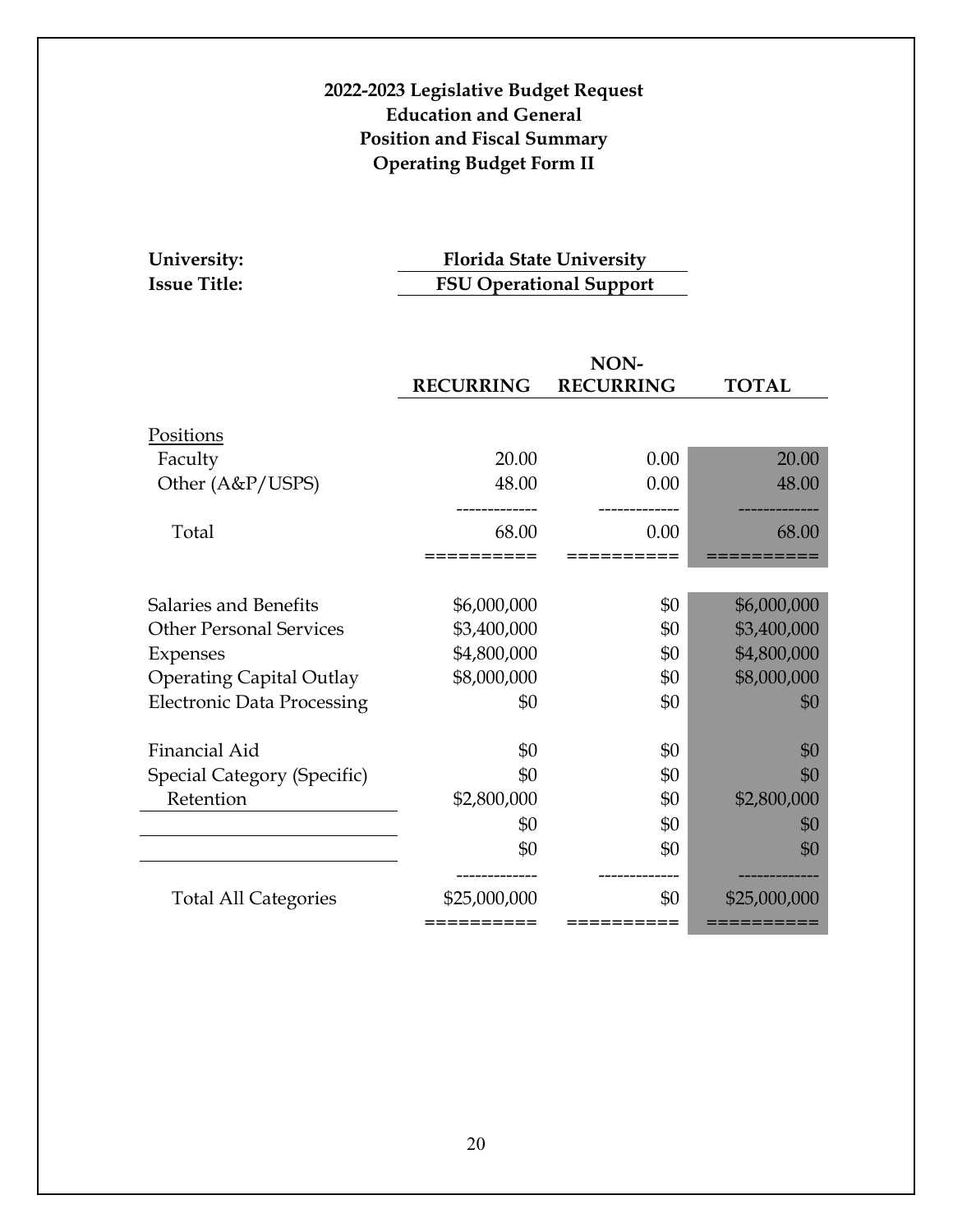**2022-2023 Legislative Budget Request**
**Education and General**
**Position and Fiscal Summary**
**Operating Budget Form II**

**University:** **Florida State University**
**Issue Title:** **FSU Operational Support**

| | RECURRING | NON-RECURRING | TOTAL |
|---|---|---|---|
| Positions | | | |
| Faculty | 20.00 | 0.00 | 20.00 |
| Other (A&P/USPS) | 48.00 | 0.00 | 48.00 |
| Total | 68.00 | 0.00 | 68.00 |
| Salaries and Benefits | $6,000,000 | $0 | $6,000,000 |
| Other Personal Services | $3,400,000 | $0 | $3,400,000 |
| Expenses | $4,800,000 | $0 | $4,800,000 |
| Operating Capital Outlay | $8,000,000 | $0 | $8,000,000 |
| Electronic Data Processing | $0 | $0 | $0 |
| Financial Aid | $0 | $0 | $0 |
| Special Category (Specific) | $0 | $0 | $0 |
| Retention | $2,800,000 | $0 | $2,800,000 |
| | $0 | $0 | $0 |
| | $0 | $0 | $0 |
| Total All Categories | $25,000,000 | $0 | $25,000,000 |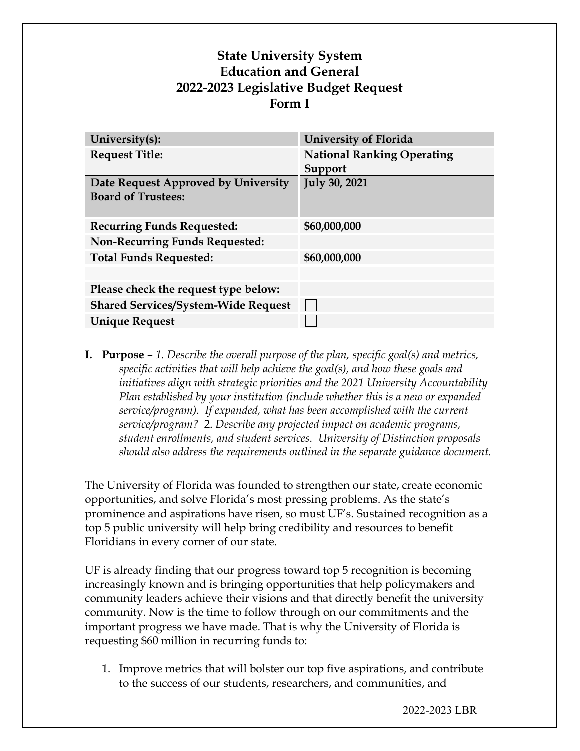# State University System
# Education and General
# 2022-2023 Legislative Budget Request
# Form I

| University(s): | University of Florida |
|---|---|
| Request Title: | National Ranking Operating Support |
| Date Request Approved by University Board of Trustees: | July 30, 2021 |
| Recurring Funds Requested: | $60,000,000 |
| Non-Recurring Funds Requested: | |
| Total Funds Requested: | $60,000,000 |
| | |
| Please check the request type below: | |
| Shared Services/System-Wide Request | ☐ |
| Unique Request | ☐ |

**I. Purpose –** *1. Describe the overall purpose of the plan, specific goal(s) and metrics, specific activities that will help achieve the goal(s), and how these goals and initiatives align with strategic priorities and the 2021 University Accountability Plan established by your institution (include whether this is a new or expanded service/program). If expanded, what has been accomplished with the current service/program?* 2. *Describe any projected impact on academic programs, student enrollments, and student services. University of Distinction proposals should also address the requirements outlined in the separate guidance document.*

The University of Florida was founded to strengthen our state, create economic opportunities, and solve Florida's most pressing problems. As the state's prominence and aspirations have risen, so must UF's. Sustained recognition as a top 5 public university will help bring credibility and resources to benefit Floridians in every corner of our state.

UF is already finding that our progress toward top 5 recognition is becoming increasingly known and is bringing opportunities that help policymakers and community leaders achieve their visions and that directly benefit the university community. Now is the time to follow through on our commitments and the important progress we have made. That is why the University of Florida is requesting $60 million in recurring funds to:

1. Improve metrics that will bolster our top five aspirations, and contribute to the success of our students, researchers, and communities, and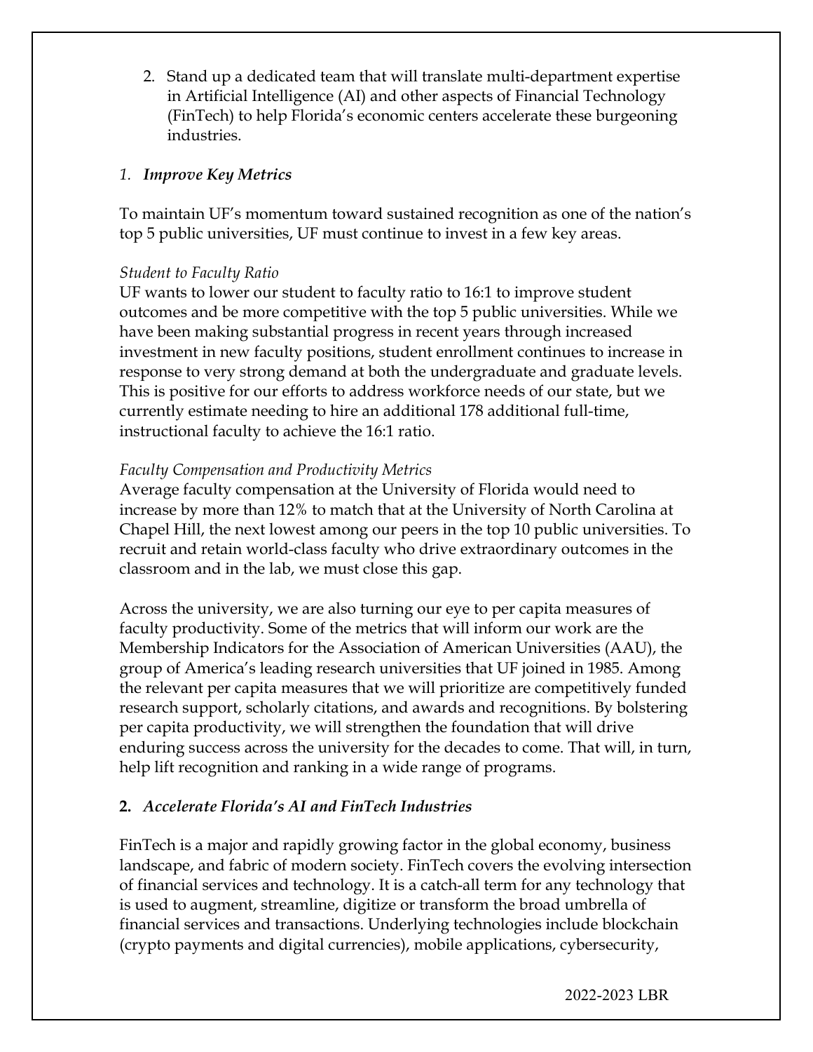2. Stand up a dedicated team that will translate multi-department expertise in Artificial Intelligence (AI) and other aspects of Financial Technology (FinTech) to help Florida's economic centers accelerate these burgeoning industries.

### *1. Improve Key Metrics*

To maintain UF's momentum toward sustained recognition as one of the nation's top 5 public universities, UF must continue to invest in a few key areas.

*Student to Faculty Ratio*

UF wants to lower our student to faculty ratio to 16:1 to improve student outcomes and be more competitive with the top 5 public universities. While we have been making substantial progress in recent years through increased investment in new faculty positions, student enrollment continues to increase in response to very strong demand at both the undergraduate and graduate levels. This is positive for our efforts to address workforce needs of our state, but we currently estimate needing to hire an additional 178 additional full-time, instructional faculty to achieve the 16:1 ratio.

*Faculty Compensation and Productivity Metrics*

Average faculty compensation at the University of Florida would need to increase by more than 12% to match that at the University of North Carolina at Chapel Hill, the next lowest among our peers in the top 10 public universities. To recruit and retain world-class faculty who drive extraordinary outcomes in the classroom and in the lab, we must close this gap.

Across the university, we are also turning our eye to per capita measures of faculty productivity. Some of the metrics that will inform our work are the Membership Indicators for the Association of American Universities (AAU), the group of America's leading research universities that UF joined in 1985. Among the relevant per capita measures that we will prioritize are competitively funded research support, scholarly citations, and awards and recognitions. By bolstering per capita productivity, we will strengthen the foundation that will drive enduring success across the university for the decades to come. That will, in turn, help lift recognition and ranking in a wide range of programs.

### **2.** *Accelerate Florida's AI and FinTech Industries*

FinTech is a major and rapidly growing factor in the global economy, business landscape, and fabric of modern society. FinTech covers the evolving intersection of financial services and technology. It is a catch-all term for any technology that is used to augment, streamline, digitize or transform the broad umbrella of financial services and transactions. Underlying technologies include blockchain (crypto payments and digital currencies), mobile applications, cybersecurity,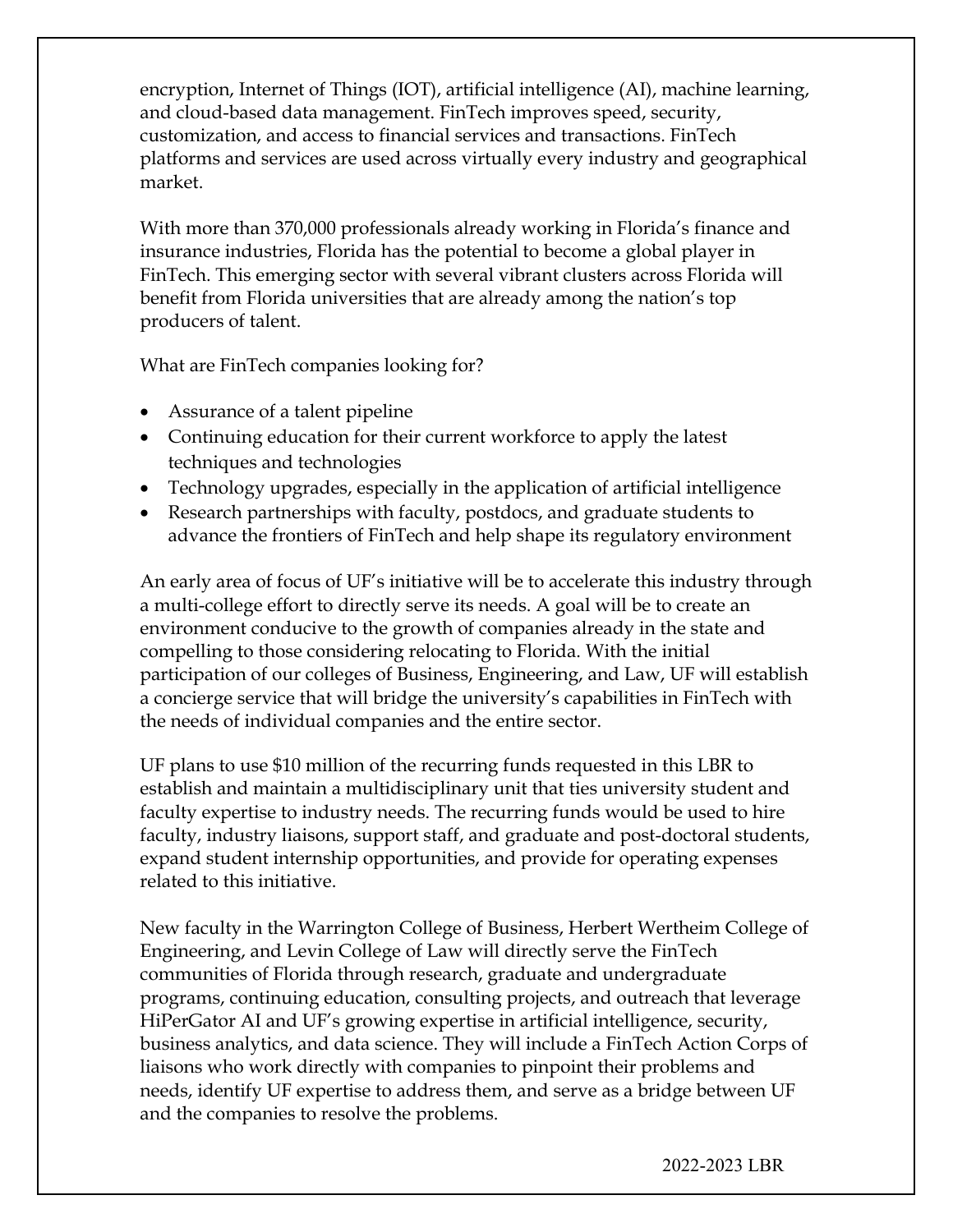encryption, Internet of Things (IOT), artificial intelligence (AI), machine learning, and cloud-based data management. FinTech improves speed, security, customization, and access to financial services and transactions. FinTech platforms and services are used across virtually every industry and geographical market.

With more than 370,000 professionals already working in Florida's finance and insurance industries, Florida has the potential to become a global player in FinTech. This emerging sector with several vibrant clusters across Florida will benefit from Florida universities that are already among the nation's top producers of talent.

What are FinTech companies looking for?

- Assurance of a talent pipeline
- Continuing education for their current workforce to apply the latest techniques and technologies
- Technology upgrades, especially in the application of artificial intelligence
- Research partnerships with faculty, postdocs, and graduate students to advance the frontiers of FinTech and help shape its regulatory environment

An early area of focus of UF's initiative will be to accelerate this industry through a multi-college effort to directly serve its needs. A goal will be to create an environment conducive to the growth of companies already in the state and compelling to those considering relocating to Florida. With the initial participation of our colleges of Business, Engineering, and Law, UF will establish a concierge service that will bridge the university's capabilities in FinTech with the needs of individual companies and the entire sector.

UF plans to use $10 million of the recurring funds requested in this LBR to establish and maintain a multidisciplinary unit that ties university student and faculty expertise to industry needs. The recurring funds would be used to hire faculty, industry liaisons, support staff, and graduate and post-doctoral students, expand student internship opportunities, and provide for operating expenses related to this initiative.

New faculty in the Warrington College of Business, Herbert Wertheim College of Engineering, and Levin College of Law will directly serve the FinTech communities of Florida through research, graduate and undergraduate programs, continuing education, consulting projects, and outreach that leverage HiPerGator AI and UF's growing expertise in artificial intelligence, security, business analytics, and data science. They will include a FinTech Action Corps of liaisons who work directly with companies to pinpoint their problems and needs, identify UF expertise to address them, and serve as a bridge between UF and the companies to resolve the problems.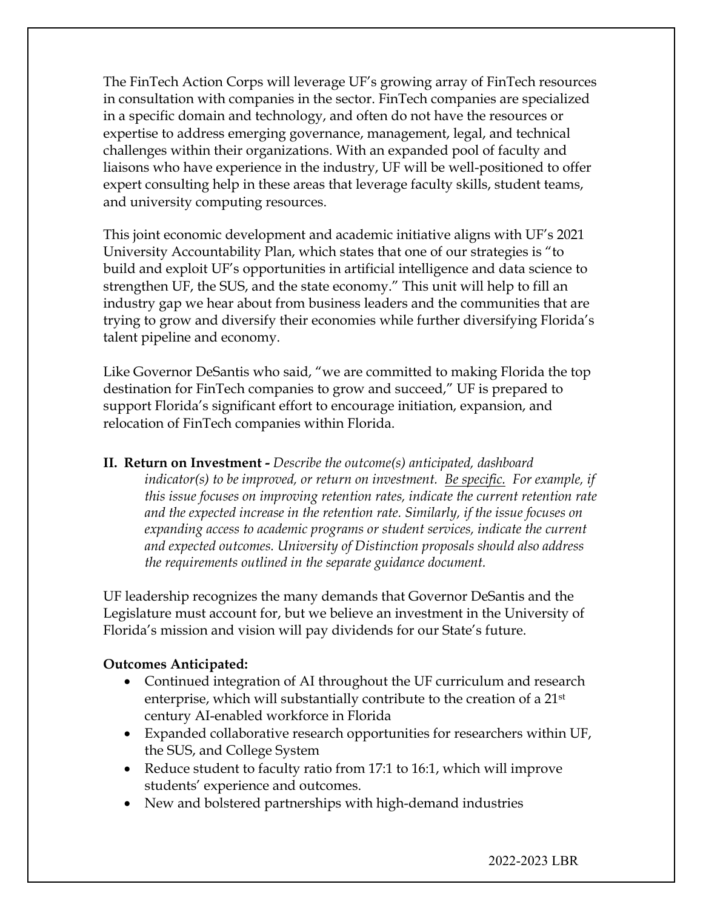The FinTech Action Corps will leverage UF's growing array of FinTech resources in consultation with companies in the sector. FinTech companies are specialized in a specific domain and technology, and often do not have the resources or expertise to address emerging governance, management, legal, and technical challenges within their organizations. With an expanded pool of faculty and liaisons who have experience in the industry, UF will be well-positioned to offer expert consulting help in these areas that leverage faculty skills, student teams, and university computing resources.

This joint economic development and academic initiative aligns with UF's 2021 University Accountability Plan, which states that one of our strategies is "to build and exploit UF's opportunities in artificial intelligence and data science to strengthen UF, the SUS, and the state economy." This unit will help to fill an industry gap we hear about from business leaders and the communities that are trying to grow and diversify their economies while further diversifying Florida's talent pipeline and economy.

Like Governor DeSantis who said, "we are committed to making Florida the top destination for FinTech companies to grow and succeed," UF is prepared to support Florida's significant effort to encourage initiation, expansion, and relocation of FinTech companies within Florida.

**II. Return on Investment -** *Describe the outcome(s) anticipated, dashboard indicator(s) to be improved, or return on investment. Be specific. For example, if this issue focuses on improving retention rates, indicate the current retention rate and the expected increase in the retention rate. Similarly, if the issue focuses on expanding access to academic programs or student services, indicate the current and expected outcomes. University of Distinction proposals should also address the requirements outlined in the separate guidance document.*

UF leadership recognizes the many demands that Governor DeSantis and the Legislature must account for, but we believe an investment in the University of Florida's mission and vision will pay dividends for our State's future.

**Outcomes Anticipated:**

- Continued integration of AI throughout the UF curriculum and research enterprise, which will substantially contribute to the creation of a 21st century AI-enabled workforce in Florida
- Expanded collaborative research opportunities for researchers within UF, the SUS, and College System
- Reduce student to faculty ratio from 17:1 to 16:1, which will improve students' experience and outcomes.
- New and bolstered partnerships with high-demand industries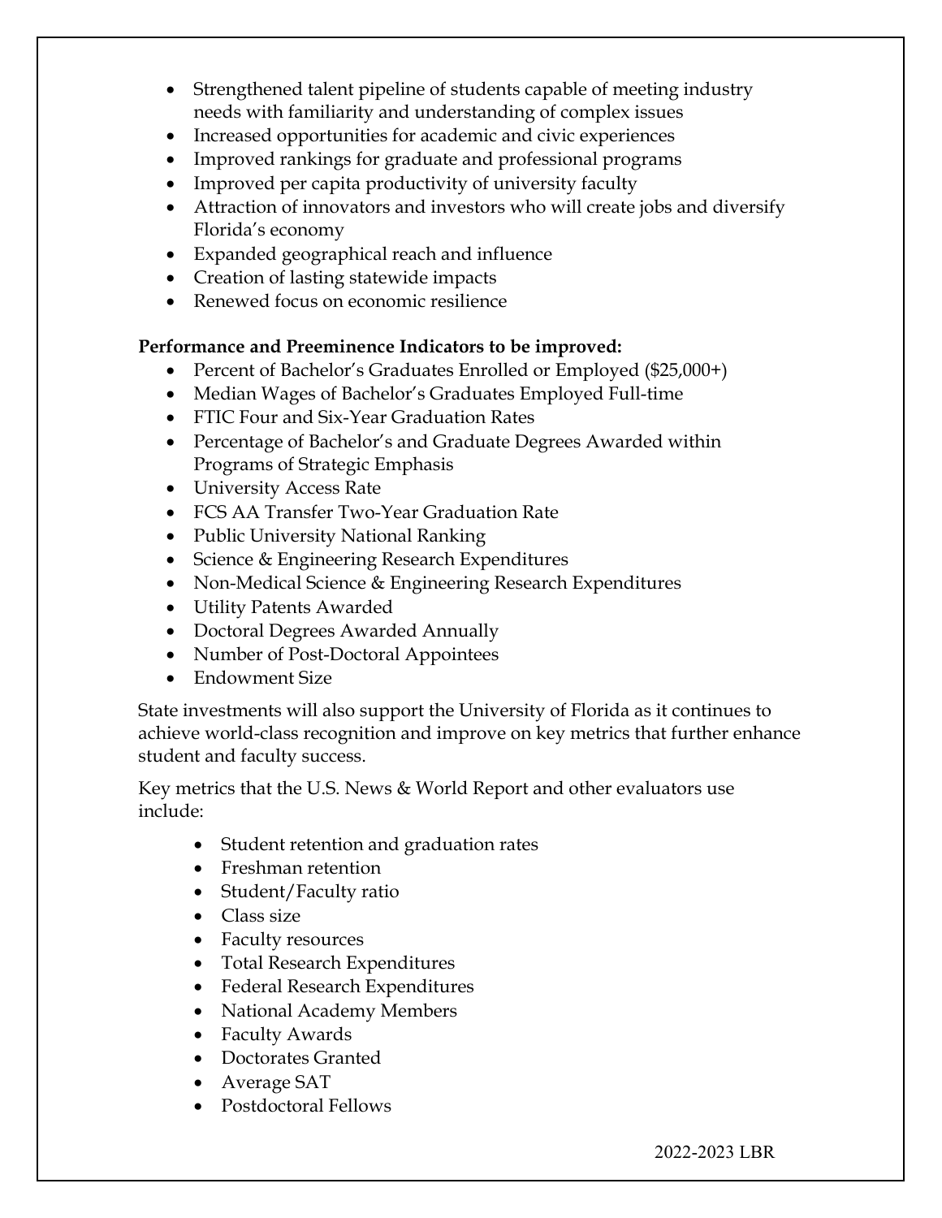- Strengthened talent pipeline of students capable of meeting industry needs with familiarity and understanding of complex issues
- Increased opportunities for academic and civic experiences
- Improved rankings for graduate and professional programs
- Improved per capita productivity of university faculty
- Attraction of innovators and investors who will create jobs and diversify Florida's economy
- Expanded geographical reach and influence
- Creation of lasting statewide impacts
- Renewed focus on economic resilience

**Performance and Preeminence Indicators to be improved:**

- Percent of Bachelor's Graduates Enrolled or Employed ($25,000+)
- Median Wages of Bachelor's Graduates Employed Full-time
- FTIC Four and Six-Year Graduation Rates
- Percentage of Bachelor's and Graduate Degrees Awarded within Programs of Strategic Emphasis
- University Access Rate
- FCS AA Transfer Two-Year Graduation Rate
- Public University National Ranking
- Science & Engineering Research Expenditures
- Non-Medical Science & Engineering Research Expenditures
- Utility Patents Awarded
- Doctoral Degrees Awarded Annually
- Number of Post-Doctoral Appointees
- Endowment Size

State investments will also support the University of Florida as it continues to achieve world-class recognition and improve on key metrics that further enhance student and faculty success.

Key metrics that the U.S. News & World Report and other evaluators use include:

- Student retention and graduation rates
- Freshman retention
- Student/Faculty ratio
- Class size
- Faculty resources
- Total Research Expenditures
- Federal Research Expenditures
- National Academy Members
- Faculty Awards
- Doctorates Granted
- Average SAT
- Postdoctoral Fellows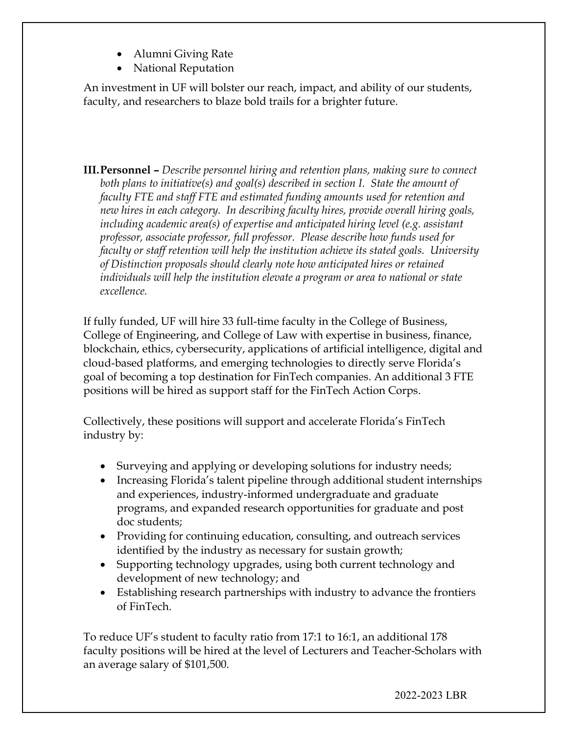- Alumni Giving Rate
- National Reputation

An investment in UF will bolster our reach, impact, and ability of our students, faculty, and researchers to blaze bold trails for a brighter future.

**III. Personnel –** *Describe personnel hiring and retention plans, making sure to connect both plans to initiative(s) and goal(s) described in section I. State the amount of faculty FTE and staff FTE and estimated funding amounts used for retention and new hires in each category. In describing faculty hires, provide overall hiring goals, including academic area(s) of expertise and anticipated hiring level (e.g. assistant professor, associate professor, full professor. Please describe how funds used for faculty or staff retention will help the institution achieve its stated goals. University of Distinction proposals should clearly note how anticipated hires or retained individuals will help the institution elevate a program or area to national or state excellence.*

If fully funded, UF will hire 33 full-time faculty in the College of Business, College of Engineering, and College of Law with expertise in business, finance, blockchain, ethics, cybersecurity, applications of artificial intelligence, digital and cloud-based platforms, and emerging technologies to directly serve Florida's goal of becoming a top destination for FinTech companies. An additional 3 FTE positions will be hired as support staff for the FinTech Action Corps.

Collectively, these positions will support and accelerate Florida's FinTech industry by:

- Surveying and applying or developing solutions for industry needs;
- Increasing Florida's talent pipeline through additional student internships and experiences, industry-informed undergraduate and graduate programs, and expanded research opportunities for graduate and post doc students;
- Providing for continuing education, consulting, and outreach services identified by the industry as necessary for sustain growth;
- Supporting technology upgrades, using both current technology and development of new technology; and
- Establishing research partnerships with industry to advance the frontiers of FinTech.

To reduce UF's student to faculty ratio from 17:1 to 16:1, an additional 178 faculty positions will be hired at the level of Lecturers and Teacher-Scholars with an average salary of $101,500.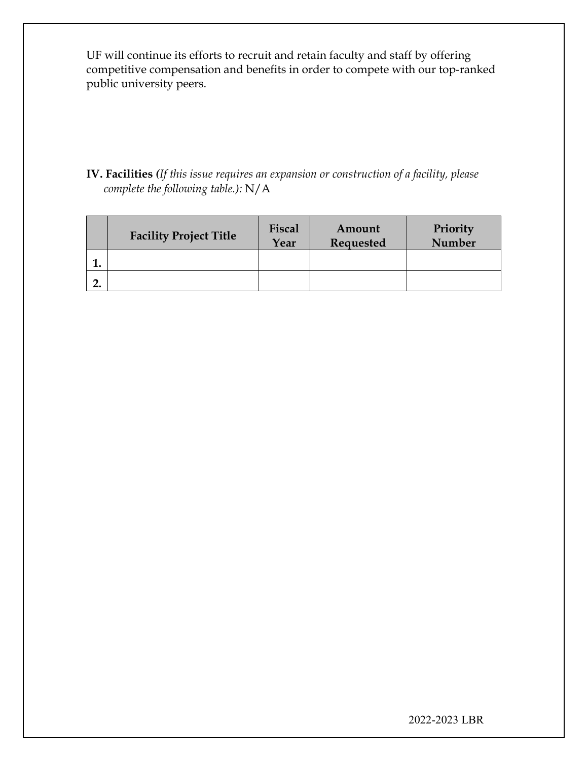UF will continue its efforts to recruit and retain faculty and staff by offering competitive compensation and benefits in order to compete with our top-ranked public university peers.

**IV. Facilities (***If this issue requires an expansion or construction of a facility, please complete the following table.):* N/A

| | Facility Project Title | Fiscal Year | Amount Requested | Priority Number |
|---|---|---|---|---|
| **1.** | | | | |
| **2.** | | | | |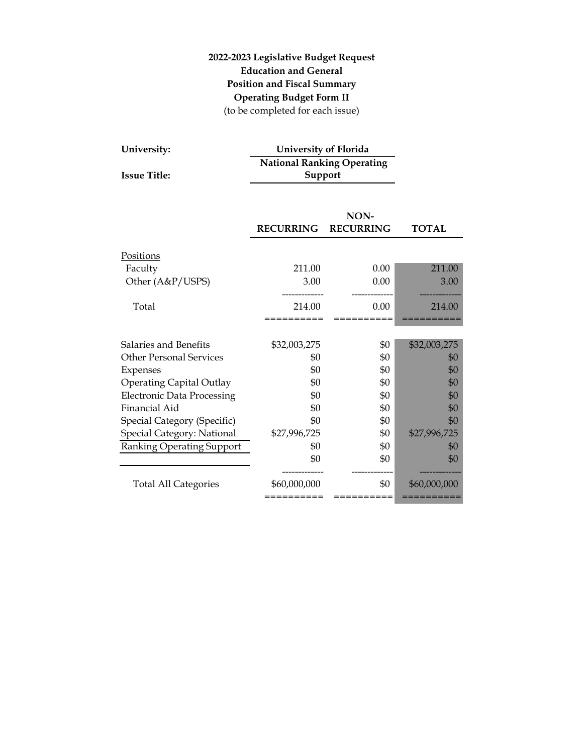**2022-2023 Legislative Budget Request**
**Education and General**
**Position and Fiscal Summary**
**Operating Budget Form II**
(to be completed for each issue)

| | |
|---|---|
| **University:** | **University of Florida** |
| **Issue Title:** | **National Ranking Operating Support** |

| | **RECURRING** | **NON-RECURRING** | **TOTAL** |
|---|---|---|---|
| Positions | | | |
| Faculty | 211.00 | 0.00 | 211.00 |
| Other (A&P/USPS) | 3.00 | 0.00 | 3.00 |
| Total | 214.00 | 0.00 | 214.00 |
| Salaries and Benefits | $32,003,275 | $0 | $32,003,275 |
| Other Personal Services | $0 | $0 | $0 |
| Expenses | $0 | $0 | $0 |
| Operating Capital Outlay | $0 | $0 | $0 |
| Electronic Data Processing | $0 | $0 | $0 |
| Financial Aid | $0 | $0 | $0 |
| Special Category (Specific) | $0 | $0 | $0 |
| Special Category: National | $27,996,725 | $0 | $27,996,725 |
| Ranking Operating Support | $0 | $0 | $0 |
| | $0 | $0 | $0 |
| Total All Categories | $60,000,000 | $0 | $60,000,000 |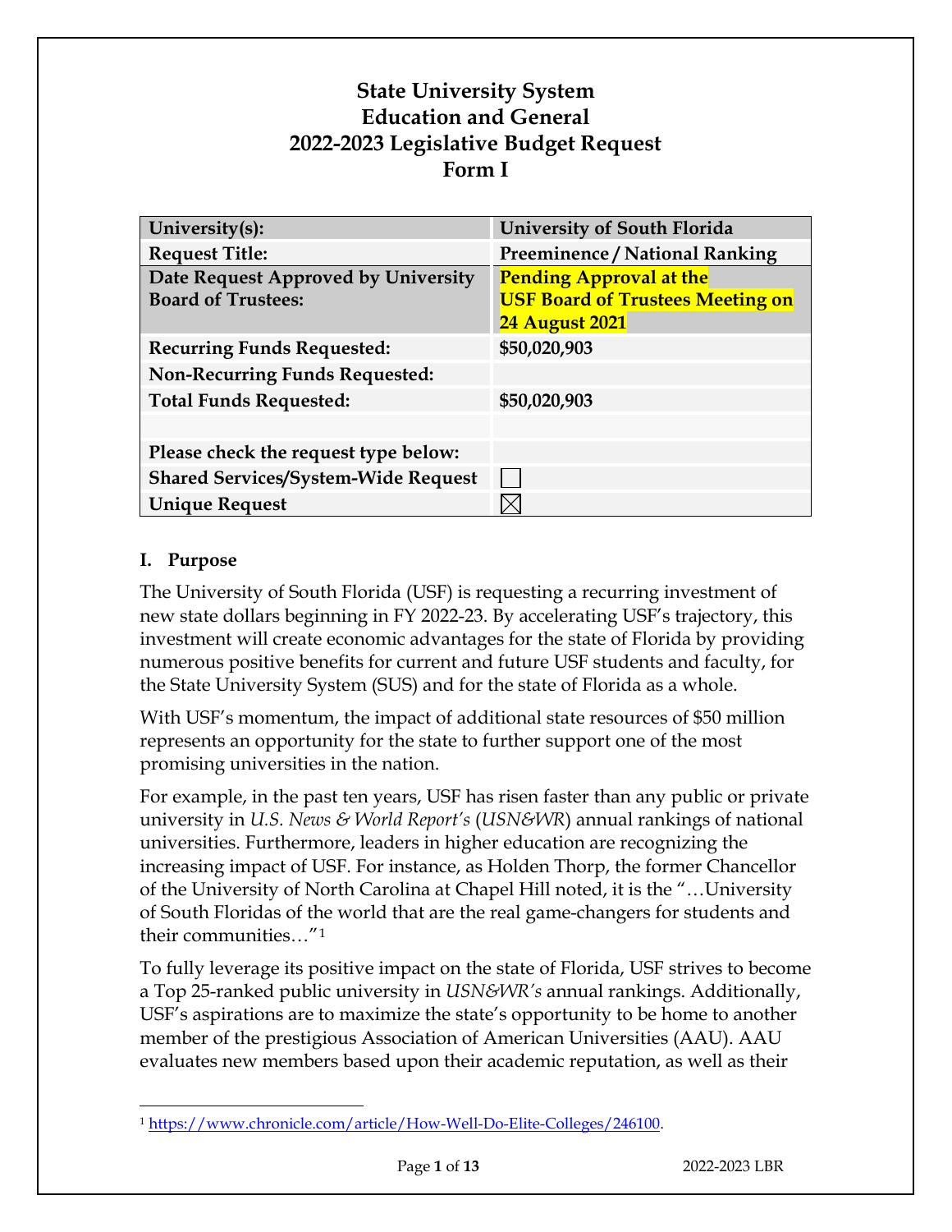# State University System
# Education and General
# 2022-2023 Legislative Budget Request
# Form I

| University(s): | University of South Florida |
|---|---|
| Request Title: | Preeminence / National Ranking |
| Date Request Approved by University Board of Trustees: | Pending Approval at the USF Board of Trustees Meeting on 24 August 2021 |
| Recurring Funds Requested: | $50,020,903 |
| Non-Recurring Funds Requested: | |
| Total Funds Requested: | $50,020,903 |
| | |
| Please check the request type below: | |
| Shared Services/System-Wide Request | ☐ |
| Unique Request | ☒ |

## I. Purpose

The University of South Florida (USF) is requesting a recurring investment of new state dollars beginning in FY 2022-23. By accelerating USF's trajectory, this investment will create economic advantages for the state of Florida by providing numerous positive benefits for current and future USF students and faculty, for the State University System (SUS) and for the state of Florida as a whole.

With USF's momentum, the impact of additional state resources of $50 million represents an opportunity for the state to further support one of the most promising universities in the nation.

For example, in the past ten years, USF has risen faster than any public or private university in *U.S. News & World Report's* (*USN&WR*) annual rankings of national universities. Furthermore, leaders in higher education are recognizing the increasing impact of USF. For instance, as Holden Thorp, the former Chancellor of the University of North Carolina at Chapel Hill noted, it is the "…University of South Floridas of the world that are the real game-changers for students and their communities…"[1]

To fully leverage its positive impact on the state of Florida, USF strives to become a Top 25-ranked public university in *USN&WR's* annual rankings. Additionally, USF's aspirations are to maximize the state's opportunity to be home to another member of the prestigious Association of American Universities (AAU). AAU evaluates new members based upon their academic reputation, as well as their

[1] https://www.chronicle.com/article/How-Well-Do-Elite-Colleges/246100.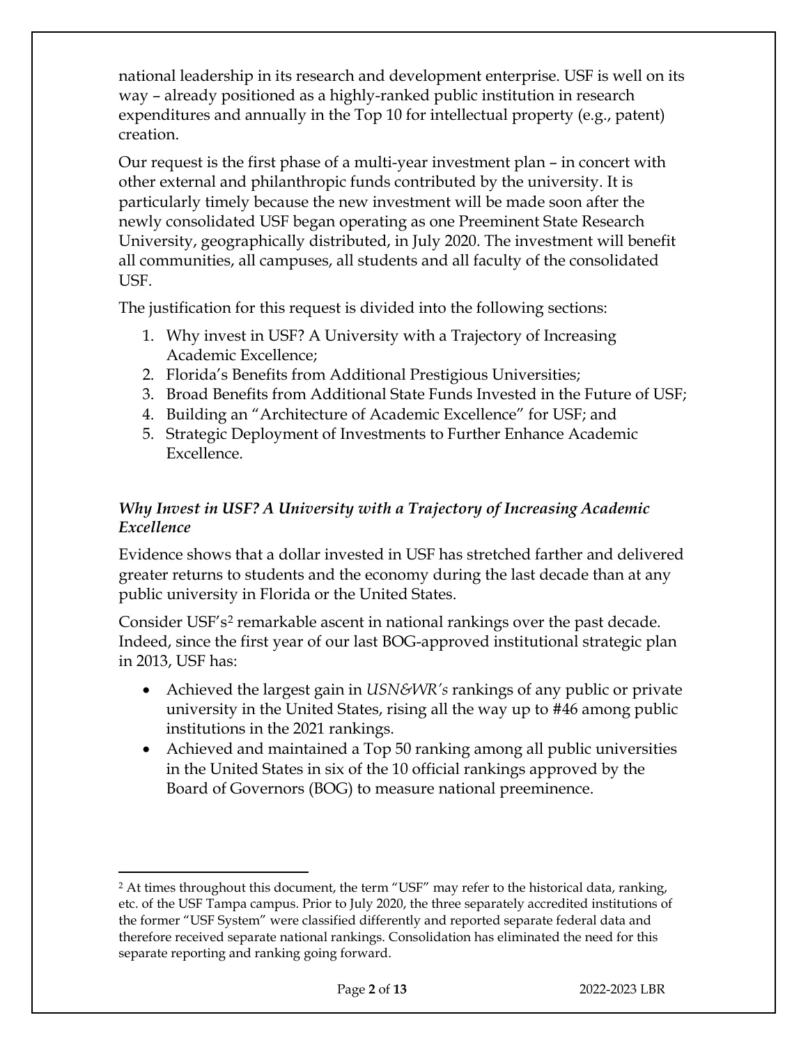national leadership in its research and development enterprise. USF is well on its way – already positioned as a highly-ranked public institution in research expenditures and annually in the Top 10 for intellectual property (e.g., patent) creation.

Our request is the first phase of a multi-year investment plan – in concert with other external and philanthropic funds contributed by the university. It is particularly timely because the new investment will be made soon after the newly consolidated USF began operating as one Preeminent State Research University, geographically distributed, in July 2020. The investment will benefit all communities, all campuses, all students and all faculty of the consolidated USF.

The justification for this request is divided into the following sections:

1. Why invest in USF? A University with a Trajectory of Increasing Academic Excellence;
2. Florida's Benefits from Additional Prestigious Universities;
3. Broad Benefits from Additional State Funds Invested in the Future of USF;
4. Building an "Architecture of Academic Excellence" for USF; and
5. Strategic Deployment of Investments to Further Enhance Academic Excellence.

### *Why Invest in USF? A University with a Trajectory of Increasing Academic Excellence*

Evidence shows that a dollar invested in USF has stretched farther and delivered greater returns to students and the economy during the last decade than at any public university in Florida or the United States.

Consider USF's[2] remarkable ascent in national rankings over the past decade. Indeed, since the first year of our last BOG-approved institutional strategic plan in 2013, USF has:

- Achieved the largest gain in *USN&WR's* rankings of any public or private university in the United States, rising all the way up to #46 among public institutions in the 2021 rankings.
- Achieved and maintained a Top 50 ranking among all public universities in the United States in six of the 10 official rankings approved by the Board of Governors (BOG) to measure national preeminence.

---

[2] At times throughout this document, the term "USF" may refer to the historical data, ranking, etc. of the USF Tampa campus. Prior to July 2020, the three separately accredited institutions of the former "USF System" were classified differently and reported separate federal data and therefore received separate national rankings. Consolidation has eliminated the need for this separate reporting and ranking going forward.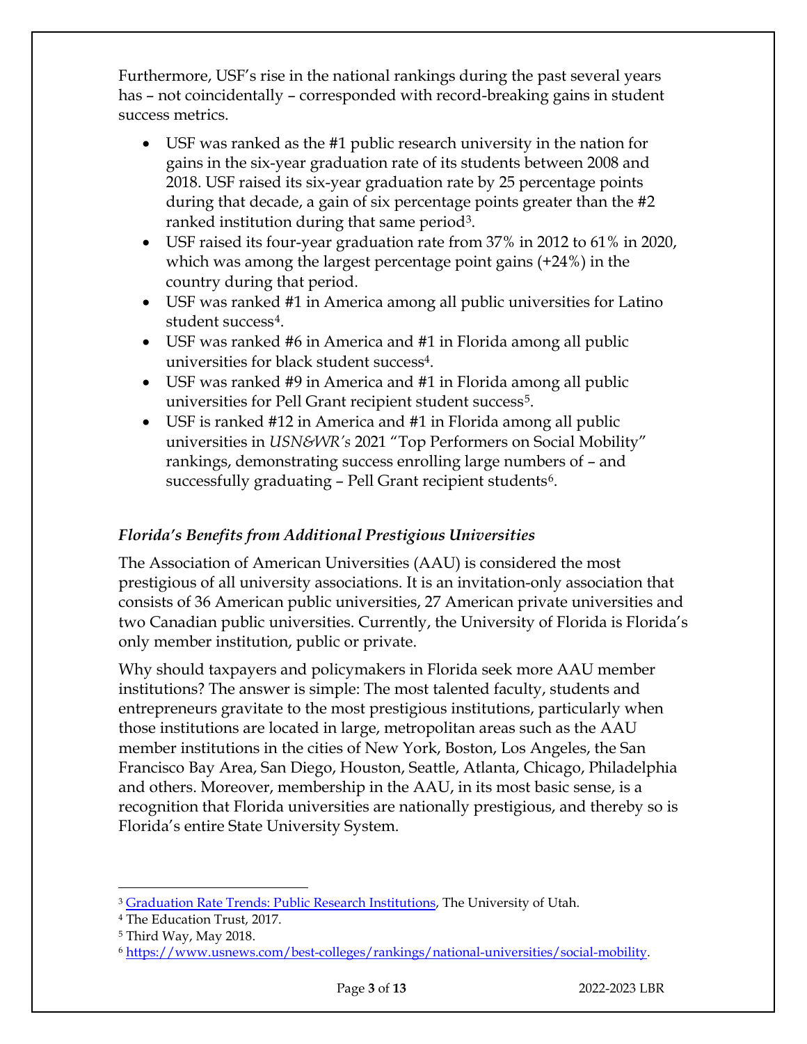Furthermore, USF's rise in the national rankings during the past several years has – not coincidentally – corresponded with record-breaking gains in student success metrics.

- USF was ranked as the #1 public research university in the nation for gains in the six-year graduation rate of its students between 2008 and 2018. USF raised its six-year graduation rate by 25 percentage points during that decade, a gain of six percentage points greater than the #2 ranked institution during that same period[3].
- USF raised its four-year graduation rate from 37% in 2012 to 61% in 2020, which was among the largest percentage point gains (+24%) in the country during that period.
- USF was ranked #1 in America among all public universities for Latino student success[4].
- USF was ranked #6 in America and #1 in Florida among all public universities for black student success[4].
- USF was ranked #9 in America and #1 in Florida among all public universities for Pell Grant recipient student success[5].
- USF is ranked #12 in America and #1 in Florida among all public universities in *USN&WR's* 2021 "Top Performers on Social Mobility" rankings, demonstrating success enrolling large numbers of – and successfully graduating – Pell Grant recipient students[6].

### *Florida's Benefits from Additional Prestigious Universities*

The Association of American Universities (AAU) is considered the most prestigious of all university associations. It is an invitation-only association that consists of 36 American public universities, 27 American private universities and two Canadian public universities. Currently, the University of Florida is Florida's only member institution, public or private.

Why should taxpayers and policymakers in Florida seek more AAU member institutions? The answer is simple: The most talented faculty, students and entrepreneurs gravitate to the most prestigious institutions, particularly when those institutions are located in large, metropolitan areas such as the AAU member institutions in the cities of New York, Boston, Los Angeles, the San Francisco Bay Area, San Diego, Houston, Seattle, Atlanta, Chicago, Philadelphia and others. Moreover, membership in the AAU, in its most basic sense, is a recognition that Florida universities are nationally prestigious, and thereby so is Florida's entire State University System.

---

[3] Graduation Rate Trends: Public Research Institutions, The University of Utah.

[4] The Education Trust, 2017.

[5] Third Way, May 2018.

[6] https://www.usnews.com/best-colleges/rankings/national-universities/social-mobility.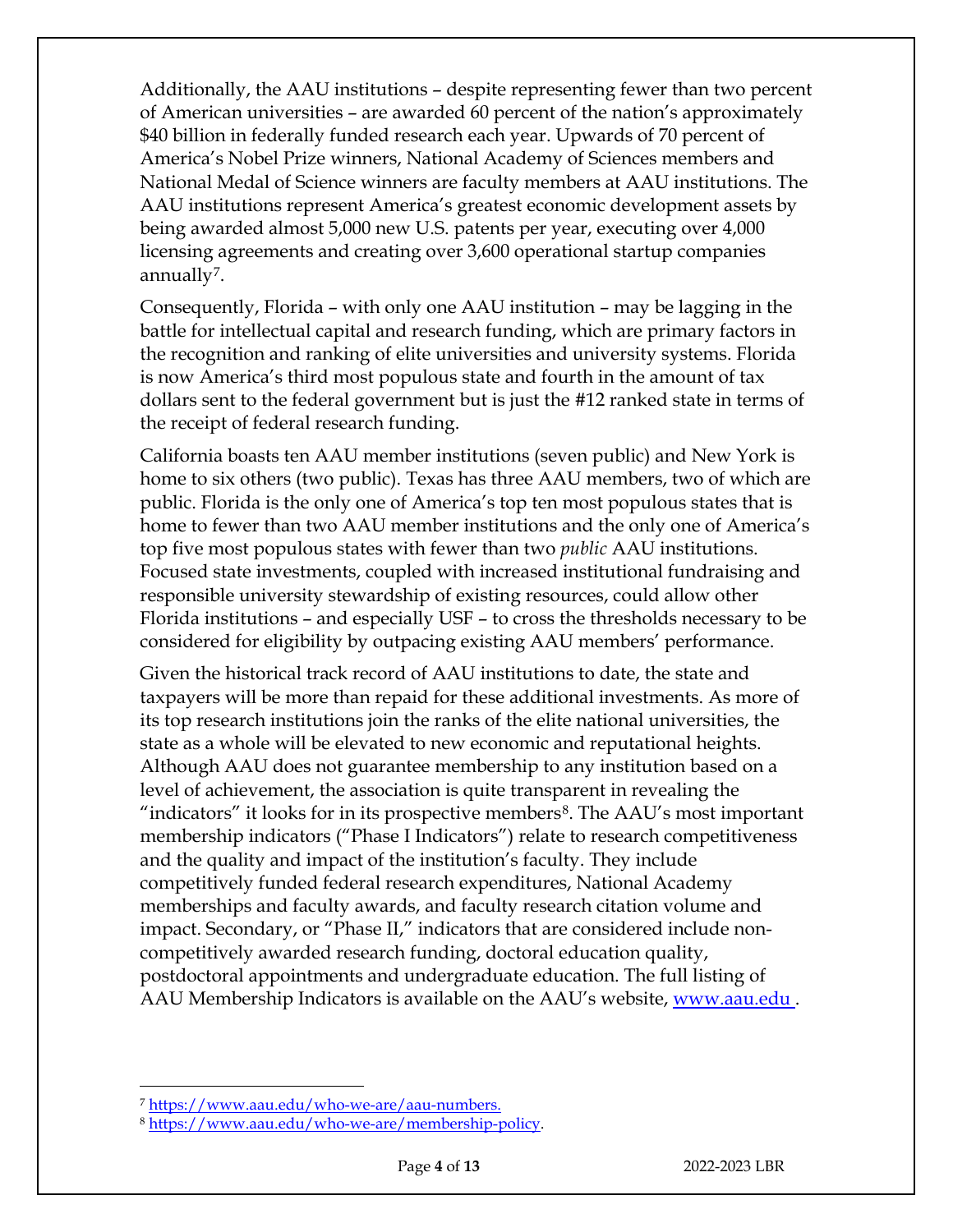Additionally, the AAU institutions – despite representing fewer than two percent of American universities – are awarded 60 percent of the nation's approximately $40 billion in federally funded research each year. Upwards of 70 percent of America's Nobel Prize winners, National Academy of Sciences members and National Medal of Science winners are faculty members at AAU institutions. The AAU institutions represent America's greatest economic development assets by being awarded almost 5,000 new U.S. patents per year, executing over 4,000 licensing agreements and creating over 3,600 operational startup companies annually[7].

Consequently, Florida – with only one AAU institution – may be lagging in the battle for intellectual capital and research funding, which are primary factors in the recognition and ranking of elite universities and university systems. Florida is now America's third most populous state and fourth in the amount of tax dollars sent to the federal government but is just the #12 ranked state in terms of the receipt of federal research funding.

California boasts ten AAU member institutions (seven public) and New York is home to six others (two public). Texas has three AAU members, two of which are public. Florida is the only one of America's top ten most populous states that is home to fewer than two AAU member institutions and the only one of America's top five most populous states with fewer than two *public* AAU institutions. Focused state investments, coupled with increased institutional fundraising and responsible university stewardship of existing resources, could allow other Florida institutions – and especially USF – to cross the thresholds necessary to be considered for eligibility by outpacing existing AAU members' performance.

Given the historical track record of AAU institutions to date, the state and taxpayers will be more than repaid for these additional investments. As more of its top research institutions join the ranks of the elite national universities, the state as a whole will be elevated to new economic and reputational heights. Although AAU does not guarantee membership to any institution based on a level of achievement, the association is quite transparent in revealing the "indicators" it looks for in its prospective members[8]. The AAU's most important membership indicators ("Phase I Indicators") relate to research competitiveness and the quality and impact of the institution's faculty. They include competitively funded federal research expenditures, National Academy memberships and faculty awards, and faculty research citation volume and impact. Secondary, or "Phase II," indicators that are considered include non-competitively awarded research funding, doctoral education quality, postdoctoral appointments and undergraduate education. The full listing of AAU Membership Indicators is available on the AAU's website, [www.aau.edu](http://www.aau.edu).

---

[7] https://www.aau.edu/who-we-are/aau-numbers.

[8] https://www.aau.edu/who-we-are/membership-policy.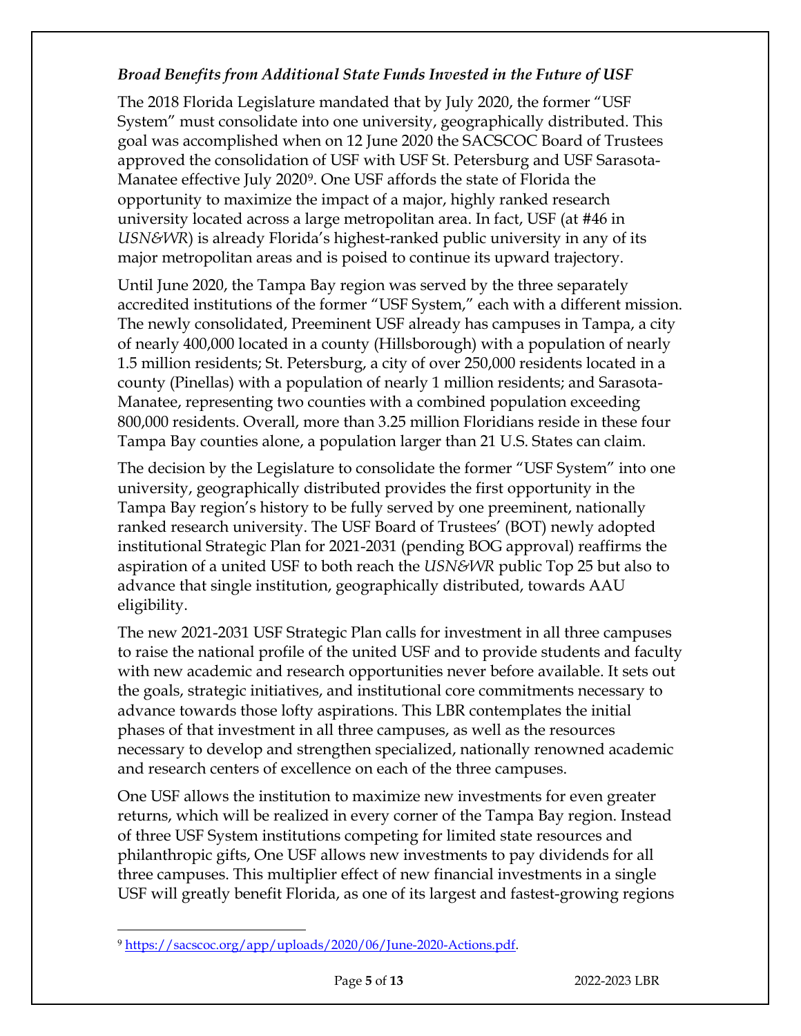***Broad Benefits from Additional State Funds Invested in the Future of USF***

The 2018 Florida Legislature mandated that by July 2020, the former "USF System" must consolidate into one university, geographically distributed. This goal was accomplished when on 12 June 2020 the SACSCOC Board of Trustees approved the consolidation of USF with USF St. Petersburg and USF Sarasota-Manatee effective July 2020[9]. One USF affords the state of Florida the opportunity to maximize the impact of a major, highly ranked research university located across a large metropolitan area. In fact, USF (at #46 in *USN&WR*) is already Florida's highest-ranked public university in any of its major metropolitan areas and is poised to continue its upward trajectory.

Until June 2020, the Tampa Bay region was served by the three separately accredited institutions of the former "USF System," each with a different mission. The newly consolidated, Preeminent USF already has campuses in Tampa, a city of nearly 400,000 located in a county (Hillsborough) with a population of nearly 1.5 million residents; St. Petersburg, a city of over 250,000 residents located in a county (Pinellas) with a population of nearly 1 million residents; and Sarasota-Manatee, representing two counties with a combined population exceeding 800,000 residents. Overall, more than 3.25 million Floridians reside in these four Tampa Bay counties alone, a population larger than 21 U.S. States can claim.

The decision by the Legislature to consolidate the former "USF System" into one university, geographically distributed provides the first opportunity in the Tampa Bay region's history to be fully served by one preeminent, nationally ranked research university. The USF Board of Trustees' (BOT) newly adopted institutional Strategic Plan for 2021-2031 (pending BOG approval) reaffirms the aspiration of a united USF to both reach the *USN&WR* public Top 25 but also to advance that single institution, geographically distributed, towards AAU eligibility.

The new 2021-2031 USF Strategic Plan calls for investment in all three campuses to raise the national profile of the united USF and to provide students and faculty with new academic and research opportunities never before available. It sets out the goals, strategic initiatives, and institutional core commitments necessary to advance towards those lofty aspirations. This LBR contemplates the initial phases of that investment in all three campuses, as well as the resources necessary to develop and strengthen specialized, nationally renowned academic and research centers of excellence on each of the three campuses.

One USF allows the institution to maximize new investments for even greater returns, which will be realized in every corner of the Tampa Bay region. Instead of three USF System institutions competing for limited state resources and philanthropic gifts, One USF allows new investments to pay dividends for all three campuses. This multiplier effect of new financial investments in a single USF will greatly benefit Florida, as one of its largest and fastest-growing regions

[9] https://sacscoc.org/app/uploads/2020/06/June-2020-Actions.pdf.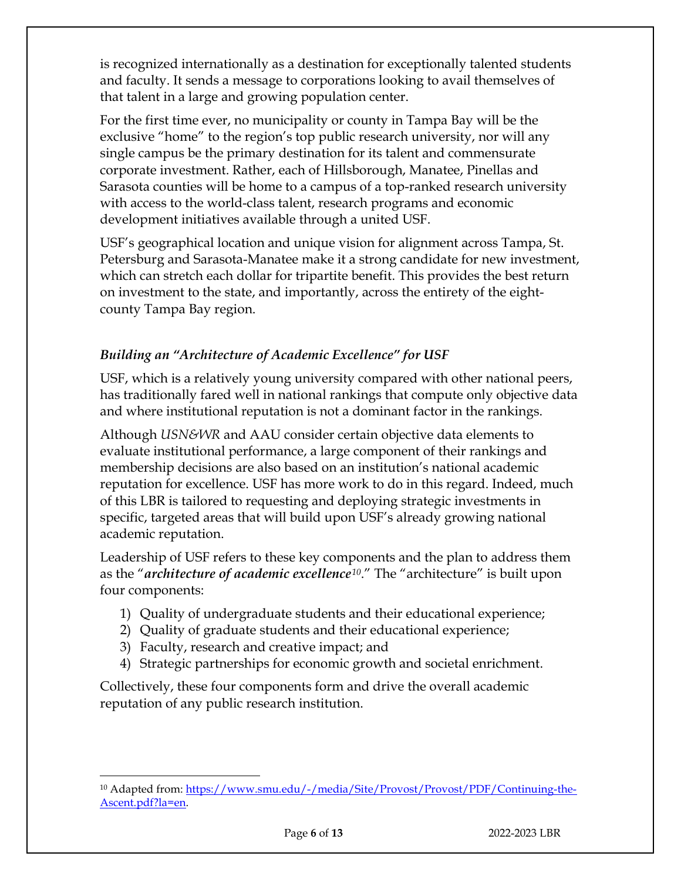is recognized internationally as a destination for exceptionally talented students and faculty. It sends a message to corporations looking to avail themselves of that talent in a large and growing population center.

For the first time ever, no municipality or county in Tampa Bay will be the exclusive "home" to the region's top public research university, nor will any single campus be the primary destination for its talent and commensurate corporate investment. Rather, each of Hillsborough, Manatee, Pinellas and Sarasota counties will be home to a campus of a top-ranked research university with access to the world-class talent, research programs and economic development initiatives available through a united USF.

USF's geographical location and unique vision for alignment across Tampa, St. Petersburg and Sarasota-Manatee make it a strong candidate for new investment, which can stretch each dollar for tripartite benefit. This provides the best return on investment to the state, and importantly, across the entirety of the eight-county Tampa Bay region.

### *Building an "Architecture of Academic Excellence" for USF*

USF, which is a relatively young university compared with other national peers, has traditionally fared well in national rankings that compute only objective data and where institutional reputation is not a dominant factor in the rankings.

Although *USN&WR* and AAU consider certain objective data elements to evaluate institutional performance, a large component of their rankings and membership decisions are also based on an institution's national academic reputation for excellence. USF has more work to do in this regard. Indeed, much of this LBR is tailored to requesting and deploying strategic investments in specific, targeted areas that will build upon USF's already growing national academic reputation.

Leadership of USF refers to these key components and the plan to address them as the "***architecture of academic excellence***[10]." The "architecture" is built upon four components:

1) Quality of undergraduate students and their educational experience;
2) Quality of graduate students and their educational experience;
3) Faculty, research and creative impact; and
4) Strategic partnerships for economic growth and societal enrichment.

Collectively, these four components form and drive the overall academic reputation of any public research institution.

---

[10] Adapted from: https://www.smu.edu/-/media/Site/Provost/Provost/PDF/Continuing-the-Ascent.pdf?la=en.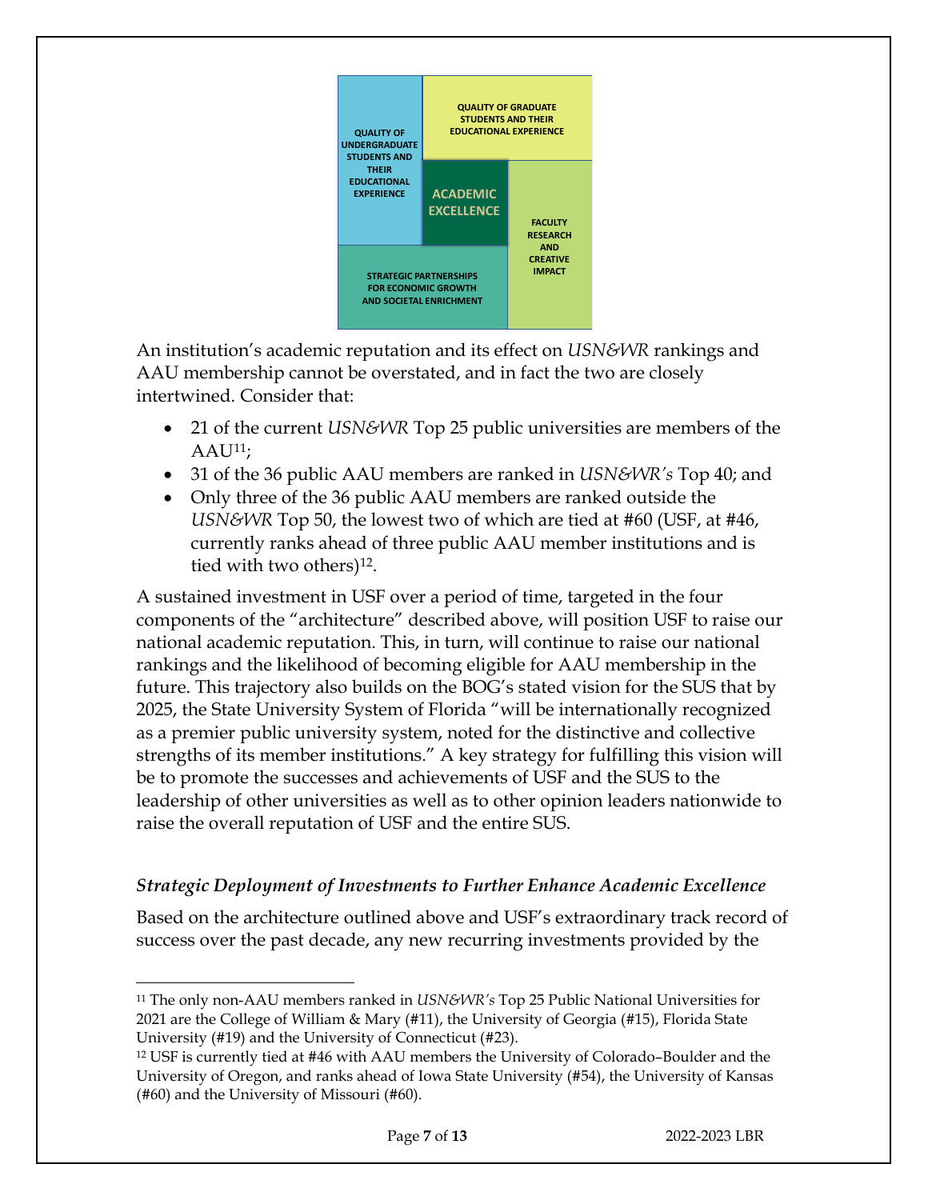QUALITY OF UNDERGRADUATE STUDENTS AND THEIR EDUCATIONAL EXPERIENCE

QUALITY OF GRADUATE STUDENTS AND THEIR EDUCATIONAL EXPERIENCE

ACADEMIC EXCELLENCE

FACULTY RESEARCH AND CREATIVE IMPACT

STRATEGIC PARTNERSHIPS FOR ECONOMIC GROWTH AND SOCIETAL ENRICHMENT

An institution's academic reputation and its effect on *USN&WR* rankings and AAU membership cannot be overstated, and in fact the two are closely intertwined. Consider that:

- 21 of the current *USN&WR* Top 25 public universities are members of the AAU[11];
- 31 of the 36 public AAU members are ranked in *USN&WR's* Top 40; and
- Only three of the 36 public AAU members are ranked outside the *USN&WR* Top 50, the lowest two of which are tied at #60 (USF, at #46, currently ranks ahead of three public AAU member institutions and is tied with two others)[12].

A sustained investment in USF over a period of time, targeted in the four components of the "architecture" described above, will position USF to raise our national academic reputation. This, in turn, will continue to raise our national rankings and the likelihood of becoming eligible for AAU membership in the future. This trajectory also builds on the BOG's stated vision for the SUS that by 2025, the State University System of Florida "will be internationally recognized as a premier public university system, noted for the distinctive and collective strengths of its member institutions." A key strategy for fulfilling this vision will be to promote the successes and achievements of USF and the SUS to the leadership of other universities as well as to other opinion leaders nationwide to raise the overall reputation of USF and the entire SUS.

### *Strategic Deployment of Investments to Further Enhance Academic Excellence*

Based on the architecture outlined above and USF's extraordinary track record of success over the past decade, any new recurring investments provided by the

---

[11] The only non-AAU members ranked in *USN&WR's* Top 25 Public National Universities for 2021 are the College of William & Mary (#11), the University of Georgia (#15), Florida State University (#19) and the University of Connecticut (#23).

[12] USF is currently tied at #46 with AAU members the University of Colorado–Boulder and the University of Oregon, and ranks ahead of Iowa State University (#54), the University of Kansas (#60) and the University of Missouri (#60).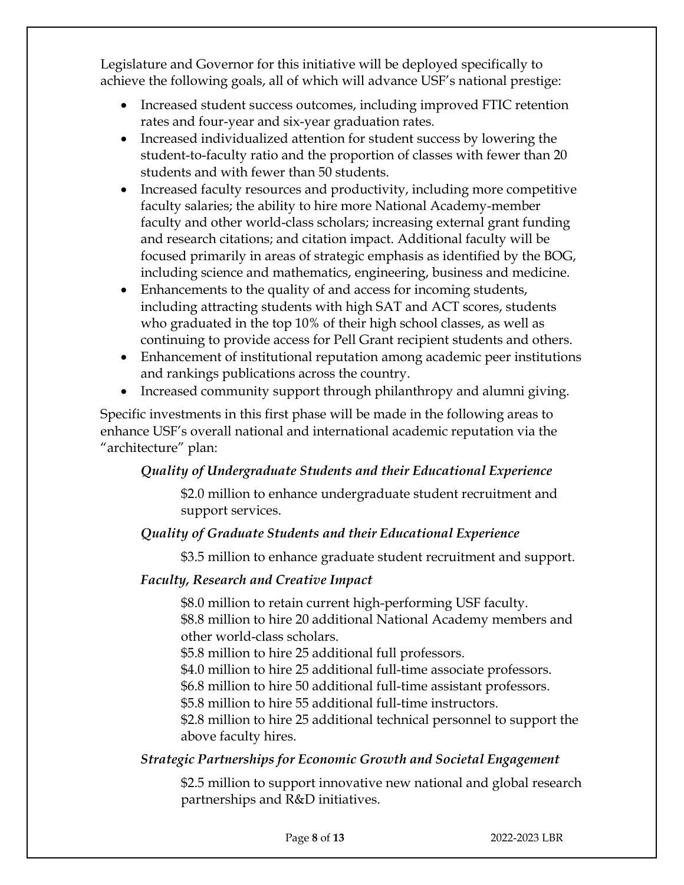Legislature and Governor for this initiative will be deployed specifically to achieve the following goals, all of which will advance USF's national prestige:

- Increased student success outcomes, including improved FTIC retention rates and four-year and six-year graduation rates.
- Increased individualized attention for student success by lowering the student-to-faculty ratio and the proportion of classes with fewer than 20 students and with fewer than 50 students.
- Increased faculty resources and productivity, including more competitive faculty salaries; the ability to hire more National Academy-member faculty and other world-class scholars; increasing external grant funding and research citations; and citation impact. Additional faculty will be focused primarily in areas of strategic emphasis as identified by the BOG, including science and mathematics, engineering, business and medicine.
- Enhancements to the quality of and access for incoming students, including attracting students with high SAT and ACT scores, students who graduated in the top 10% of their high school classes, as well as continuing to provide access for Pell Grant recipient students and others.
- Enhancement of institutional reputation among academic peer institutions and rankings publications across the country.
- Increased community support through philanthropy and alumni giving.

Specific investments in this first phase will be made in the following areas to enhance USF's overall national and international academic reputation via the "architecture" plan:

***Quality of Undergraduate Students and their Educational Experience***

$2.0 million to enhance undergraduate student recruitment and support services.

***Quality of Graduate Students and their Educational Experience***

$3.5 million to enhance graduate student recruitment and support.

***Faculty, Research and Creative Impact***

$8.0 million to retain current high-performing USF faculty.
$8.8 million to hire 20 additional National Academy members and other world-class scholars.
$5.8 million to hire 25 additional full professors.
$4.0 million to hire 25 additional full-time associate professors.
$6.8 million to hire 50 additional full-time assistant professors.
$5.8 million to hire 55 additional full-time instructors.
$2.8 million to hire 25 additional technical personnel to support the above faculty hires.

***Strategic Partnerships for Economic Growth and Societal Engagement***

$2.5 million to support innovative new national and global research partnerships and R&D initiatives.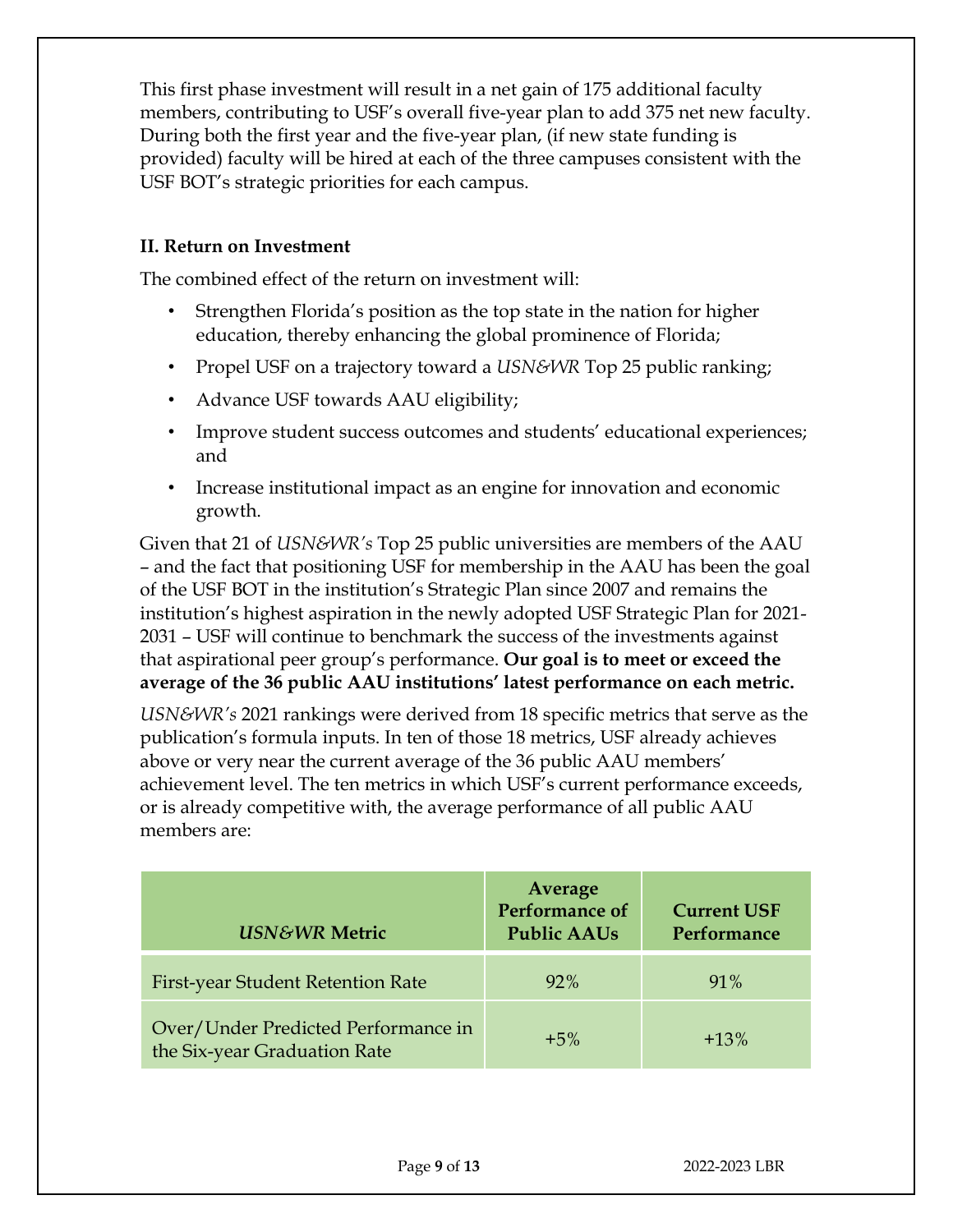This first phase investment will result in a net gain of 175 additional faculty members, contributing to USF's overall five-year plan to add 375 net new faculty. During both the first year and the five-year plan, (if new state funding is provided) faculty will be hired at each of the three campuses consistent with the USF BOT's strategic priorities for each campus.

### II. Return on Investment

The combined effect of the return on investment will:

- Strengthen Florida's position as the top state in the nation for higher education, thereby enhancing the global prominence of Florida;
- Propel USF on a trajectory toward a *USN&WR* Top 25 public ranking;
- Advance USF towards AAU eligibility;
- Improve student success outcomes and students' educational experiences; and
- Increase institutional impact as an engine for innovation and economic growth.

Given that 21 of *USN&WR's* Top 25 public universities are members of the AAU – and the fact that positioning USF for membership in the AAU has been the goal of the USF BOT in the institution's Strategic Plan since 2007 and remains the institution's highest aspiration in the newly adopted USF Strategic Plan for 2021-2031 – USF will continue to benchmark the success of the investments against that aspirational peer group's performance. **Our goal is to meet or exceed the average of the 36 public AAU institutions' latest performance on each metric.**

*USN&WR's* 2021 rankings were derived from 18 specific metrics that serve as the publication's formula inputs. In ten of those 18 metrics, USF already achieves above or very near the current average of the 36 public AAU members' achievement level. The ten metrics in which USF's current performance exceeds, or is already competitive with, the average performance of all public AAU members are:

| *USN&WR* Metric | Average Performance of Public AAUs | Current USF Performance |
|---|---|---|
| First-year Student Retention Rate | 92% | 91% |
| Over/Under Predicted Performance in the Six-year Graduation Rate | +5% | +13% |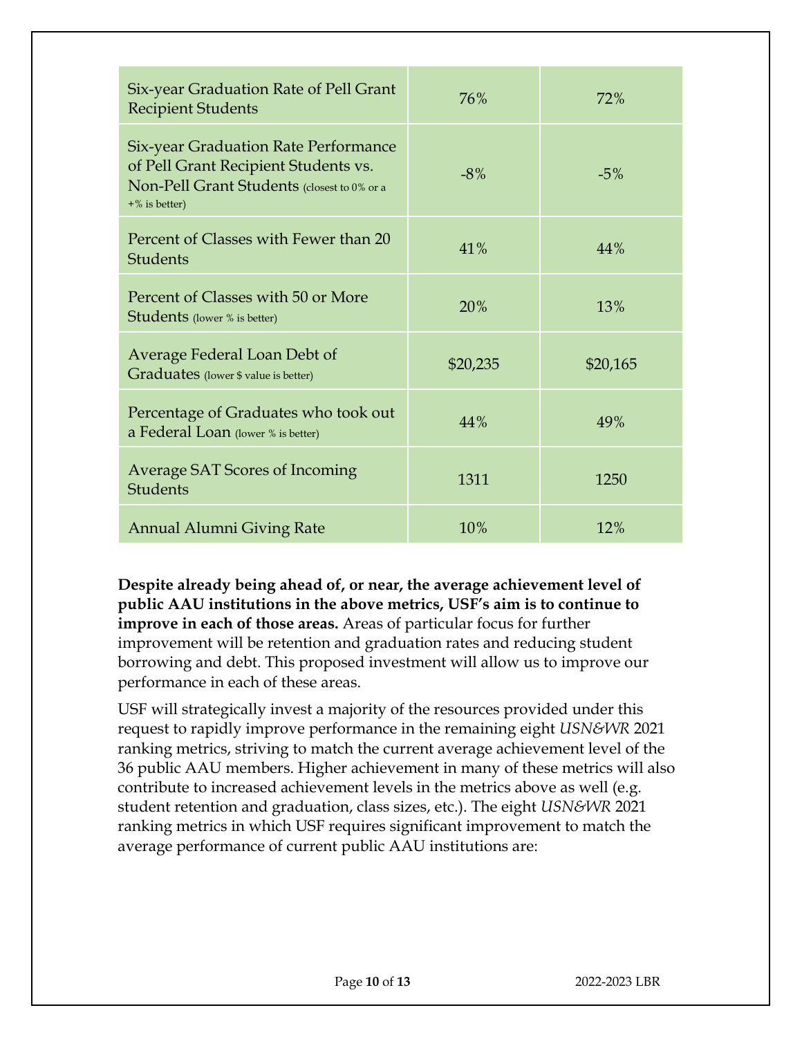| | | |
|---|---|---|
| Six-year Graduation Rate of Pell Grant Recipient Students | 76% | 72% |
| Six-year Graduation Rate Performance of Pell Grant Recipient Students vs. Non-Pell Grant Students (closest to 0% or a +% is better) | -8% | -5% |
| Percent of Classes with Fewer than 20 Students | 41% | 44% |
| Percent of Classes with 50 or More Students (lower % is better) | 20% | 13% |
| Average Federal Loan Debt of Graduates (lower $ value is better) | $20,235 | $20,165 |
| Percentage of Graduates who took out a Federal Loan (lower % is better) | 44% | 49% |
| Average SAT Scores of Incoming Students | 1311 | 1250 |
| Annual Alumni Giving Rate | 10% | 12% |

**Despite already being ahead of, or near, the average achievement level of public AAU institutions in the above metrics, USF's aim is to continue to improve in each of those areas.** Areas of particular focus for further improvement will be retention and graduation rates and reducing student borrowing and debt. This proposed investment will allow us to improve our performance in each of these areas.

USF will strategically invest a majority of the resources provided under this request to rapidly improve performance in the remaining eight *USN&WR* 2021 ranking metrics, striving to match the current average achievement level of the 36 public AAU members. Higher achievement in many of these metrics will also contribute to increased achievement levels in the metrics above as well (e.g. student retention and graduation, class sizes, etc.). The eight *USN&WR* 2021 ranking metrics in which USF requires significant improvement to match the average performance of current public AAU institutions are: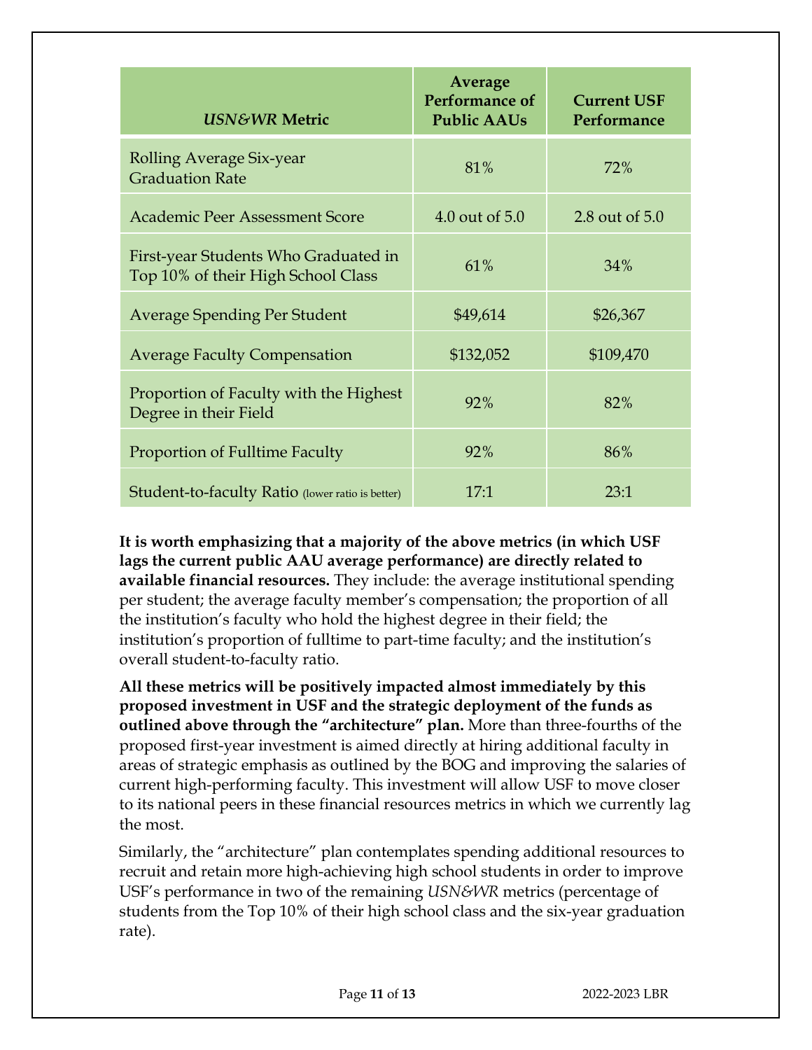| *USN&WR* Metric | Average Performance of Public AAUs | Current USF Performance |
|---|---|---|
| Rolling Average Six-year Graduation Rate | 81% | 72% |
| Academic Peer Assessment Score | 4.0 out of 5.0 | 2.8 out of 5.0 |
| First-year Students Who Graduated in Top 10% of their High School Class | 61% | 34% |
| Average Spending Per Student | $49,614 | $26,367 |
| Average Faculty Compensation | $132,052 | $109,470 |
| Proportion of Faculty with the Highest Degree in their Field | 92% | 82% |
| Proportion of Fulltime Faculty | 92% | 86% |
| Student-to-faculty Ratio (lower ratio is better) | 17:1 | 23:1 |

**It is worth emphasizing that a majority of the above metrics (in which USF lags the current public AAU average performance) are directly related to available financial resources.** They include: the average institutional spending per student; the average faculty member's compensation; the proportion of all the institution's faculty who hold the highest degree in their field; the institution's proportion of fulltime to part-time faculty; and the institution's overall student-to-faculty ratio.

**All these metrics will be positively impacted almost immediately by this proposed investment in USF and the strategic deployment of the funds as outlined above through the "architecture" plan.** More than three-fourths of the proposed first-year investment is aimed directly at hiring additional faculty in areas of strategic emphasis as outlined by the BOG and improving the salaries of current high-performing faculty. This investment will allow USF to move closer to its national peers in these financial resources metrics in which we currently lag the most.

Similarly, the "architecture" plan contemplates spending additional resources to recruit and retain more high-achieving high school students in order to improve USF's performance in two of the remaining *USN&WR* metrics (percentage of students from the Top 10% of their high school class and the six-year graduation rate).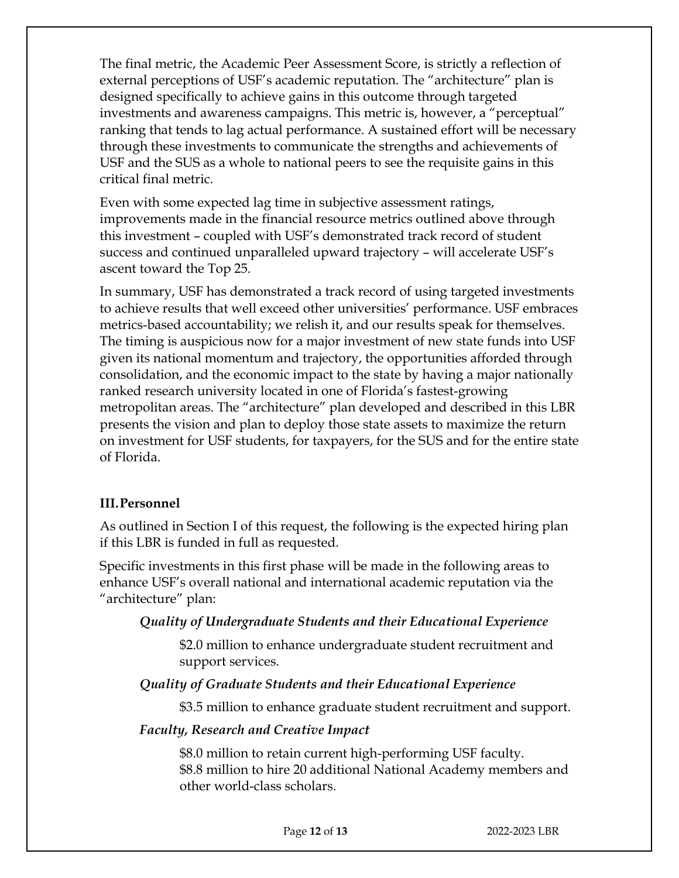The final metric, the Academic Peer Assessment Score, is strictly a reflection of external perceptions of USF's academic reputation. The "architecture" plan is designed specifically to achieve gains in this outcome through targeted investments and awareness campaigns. This metric is, however, a "perceptual" ranking that tends to lag actual performance. A sustained effort will be necessary through these investments to communicate the strengths and achievements of USF and the SUS as a whole to national peers to see the requisite gains in this critical final metric.

Even with some expected lag time in subjective assessment ratings, improvements made in the financial resource metrics outlined above through this investment – coupled with USF's demonstrated track record of student success and continued unparalleled upward trajectory – will accelerate USF's ascent toward the Top 25.

In summary, USF has demonstrated a track record of using targeted investments to achieve results that well exceed other universities' performance. USF embraces metrics-based accountability; we relish it, and our results speak for themselves. The timing is auspicious now for a major investment of new state funds into USF given its national momentum and trajectory, the opportunities afforded through consolidation, and the economic impact to the state by having a major nationally ranked research university located in one of Florida's fastest-growing metropolitan areas. The "architecture" plan developed and described in this LBR presents the vision and plan to deploy those state assets to maximize the return on investment for USF students, for taxpayers, for the SUS and for the entire state of Florida.

### III. Personnel

As outlined in Section I of this request, the following is the expected hiring plan if this LBR is funded in full as requested.

Specific investments in this first phase will be made in the following areas to enhance USF's overall national and international academic reputation via the "architecture" plan:

***Quality of Undergraduate Students and their Educational Experience***

$2.0 million to enhance undergraduate student recruitment and support services.

***Quality of Graduate Students and their Educational Experience***

$3.5 million to enhance graduate student recruitment and support.

***Faculty, Research and Creative Impact***

$8.0 million to retain current high-performing USF faculty.
$8.8 million to hire 20 additional National Academy members and other world-class scholars.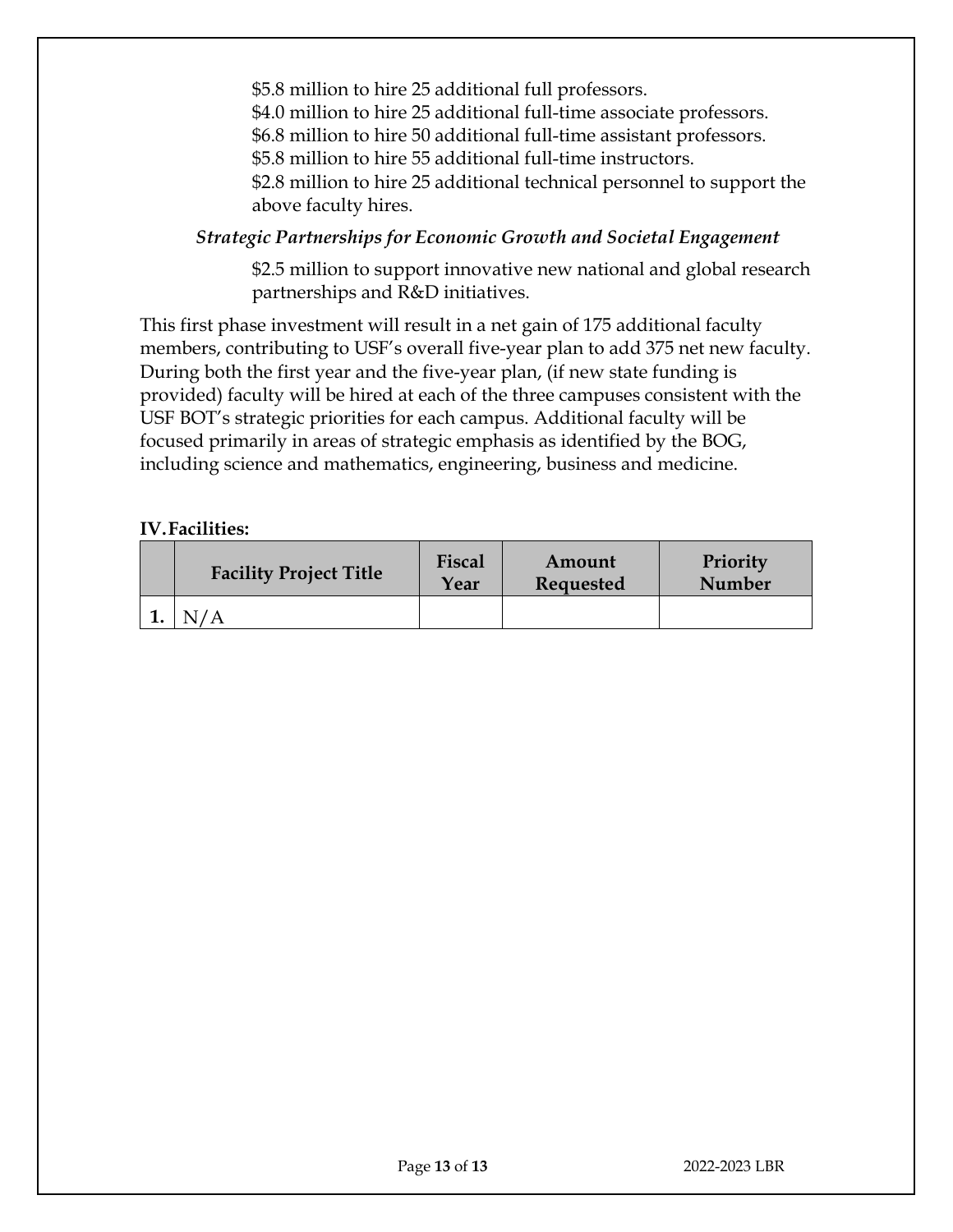$5.8 million to hire 25 additional full professors.
$4.0 million to hire 25 additional full-time associate professors.
$6.8 million to hire 50 additional full-time assistant professors.
$5.8 million to hire 55 additional full-time instructors.
$2.8 million to hire 25 additional technical personnel to support the above faculty hires.

*Strategic Partnerships for Economic Growth and Societal Engagement*

$2.5 million to support innovative new national and global research partnerships and R&D initiatives.

This first phase investment will result in a net gain of 175 additional faculty members, contributing to USF's overall five-year plan to add 375 net new faculty. During both the first year and the five-year plan, (if new state funding is provided) faculty will be hired at each of the three campuses consistent with the USF BOT's strategic priorities for each campus. Additional faculty will be focused primarily in areas of strategic emphasis as identified by the BOG, including science and mathematics, engineering, business and medicine.

**IV. Facilities:**

| | Facility Project Title | Fiscal Year | Amount Requested | Priority Number |
|---|---|---|---|---|
| 1. | N/A | | | |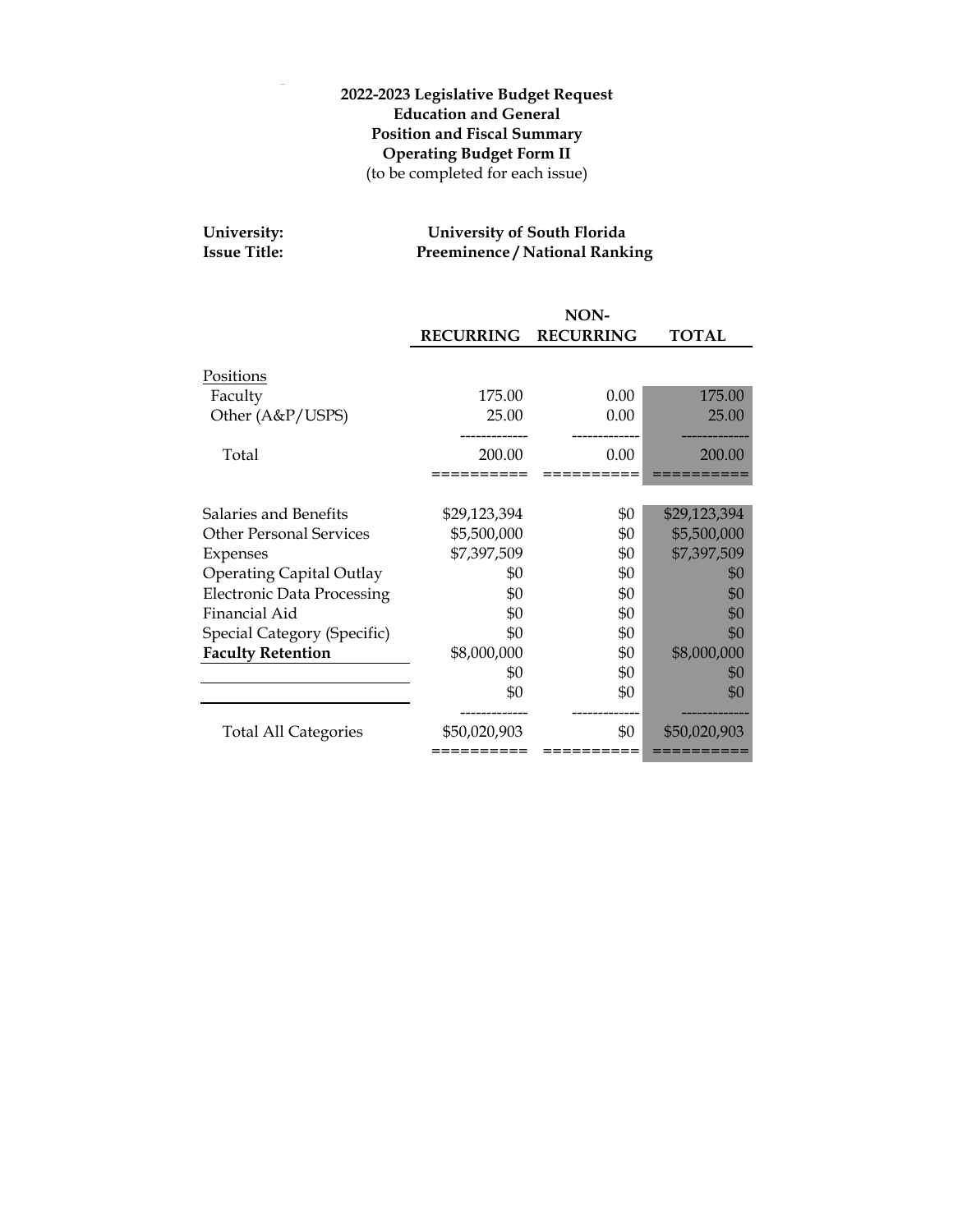**2022-2023 Legislative Budget Request**
**Education and General**
**Position and Fiscal Summary**
**Operating Budget Form II**
(to be completed for each issue)

**University:** **University of South Florida**
**Issue Title:** **Preeminence / National Ranking**

| | RECURRING | NON-RECURRING | TOTAL |
|---|---|---|---|
| Positions | | | |
| Faculty | 175.00 | 0.00 | 175.00 |
| Other (A&P/USPS) | 25.00 | 0.00 | 25.00 |
| Total | 200.00 | 0.00 | 200.00 |
| Salaries and Benefits | $29,123,394 | $0 | $29,123,394 |
| Other Personal Services | $5,500,000 | $0 | $5,500,000 |
| Expenses | $7,397,509 | $0 | $7,397,509 |
| Operating Capital Outlay | $0 | $0 | $0 |
| Electronic Data Processing | $0 | $0 | $0 |
| Financial Aid | $0 | $0 | $0 |
| Special Category (Specific) | $0 | $0 | $0 |
| **Faculty Retention** | $8,000,000 | $0 | $8,000,000 |
| | $0 | $0 | $0 |
| | $0 | $0 | $0 |
| Total All Categories | $50,020,903 | $0 | $50,020,903 |